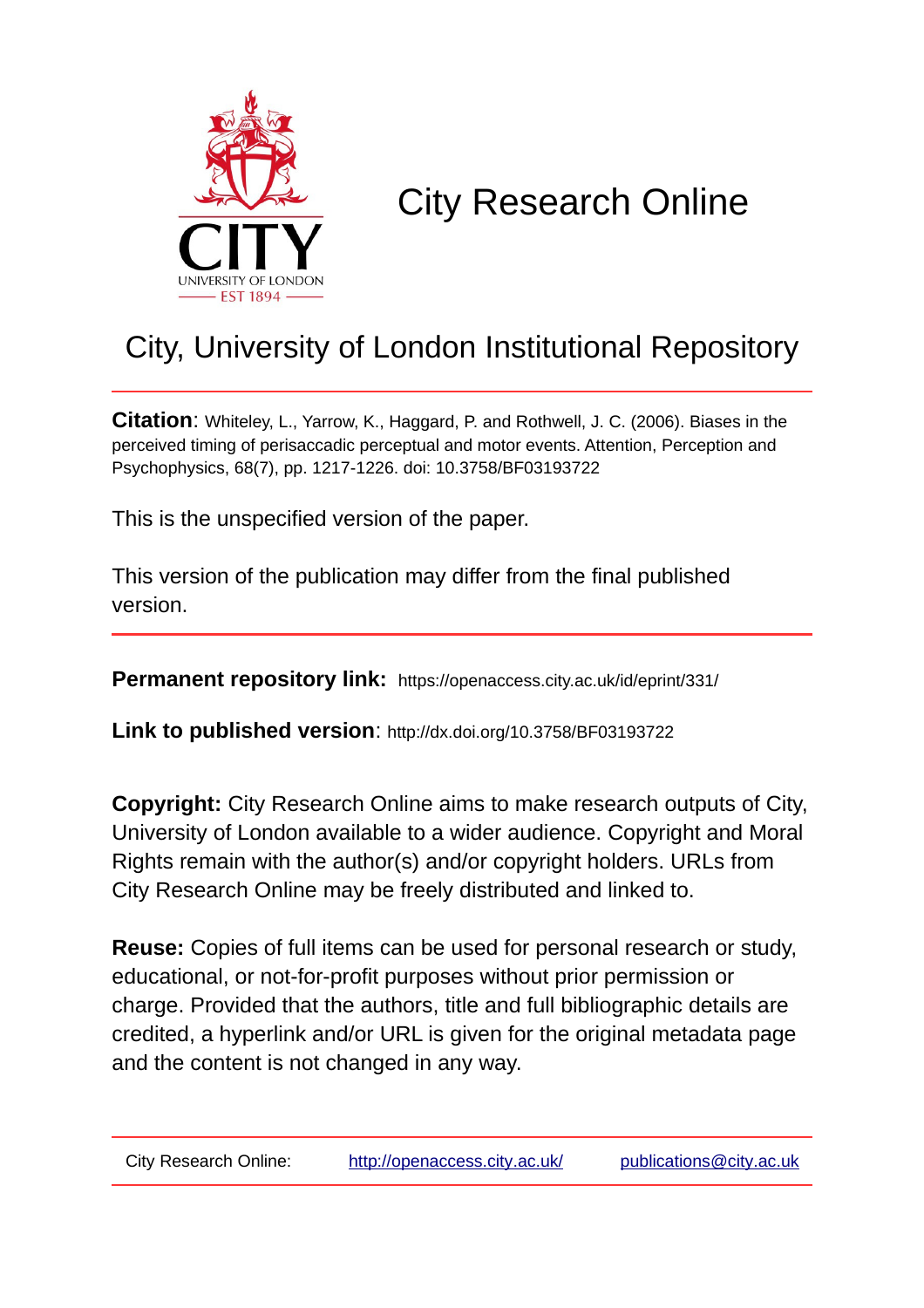# City Research Online

## City, University of London Institutional Repository

**Citation**: Whiteley, L., Yarrow, K., Haggard, P. and Rothwell, J. C. (2006). Biases in the perceived timing of perisaccadic perceptual and motor events. Attention, Perception and Psychophysics, 68(7), pp. 1217-1226. doi: 10.3758/BF03193722

This is the unspecified version of the paper.

This version of the publication may differ from the final published version.

---

**Permanent repository link:** https://openaccess.city.ac.uk/id/eprint/331/

**Link to published version**: http://dx.doi.org/10.3758/BF03193722

**Copyright:** City Research Online aims to make research outputs of City, University of London available to a wider audience. Copyright and Moral Rights remain with the author(s) and/or copyright holders. URLs from City Research Online may be freely distributed and linked to.

**Reuse:** Copies of full items can be used for personal research or study, educational, or not-for-profit purposes without prior permission or charge. Provided that the authors, title and full bibliographic details are credited, a hyperlink and/or URL is given for the original metadata page and the content is not changed in any way.

---

City Research Online: http://openaccess.city.ac.uk/ publications@city.ac.uk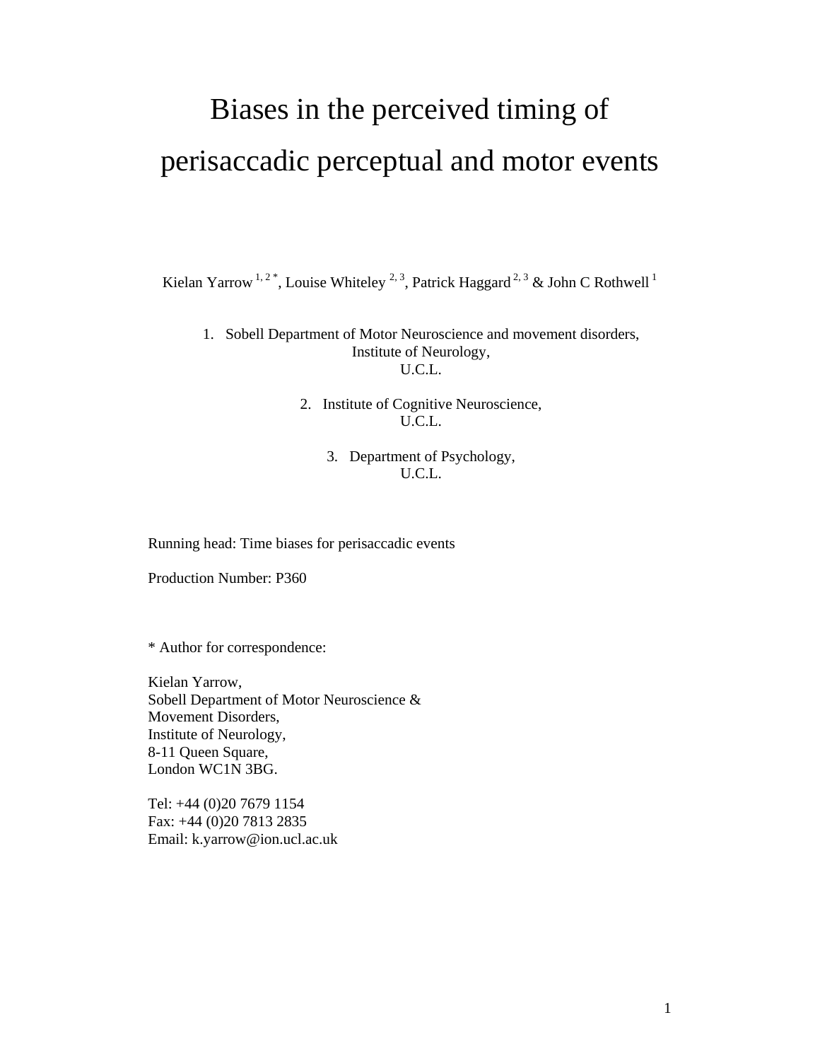# Biases in the perceived timing of perisaccadic perceptual and motor events

Kielan Yarrow [1, 2 *], Louise Whiteley [2, 3], Patrick Haggard [2, 3] & John C Rothwell [1]

1. Sobell Department of Motor Neuroscience and movement disorders, Institute of Neurology, U.C.L.

2. Institute of Cognitive Neuroscience, U.C.L.

3. Department of Psychology, U.C.L.

Running head: Time biases for perisaccadic events

Production Number: P360

* Author for correspondence:

Kielan Yarrow,
Sobell Department of Motor Neuroscience &
Movement Disorders,
Institute of Neurology,
8-11 Queen Square,
London WC1N 3BG.

Tel: +44 (0)20 7679 1154
Fax: +44 (0)20 7813 2835
Email: k.yarrow@ion.ucl.ac.uk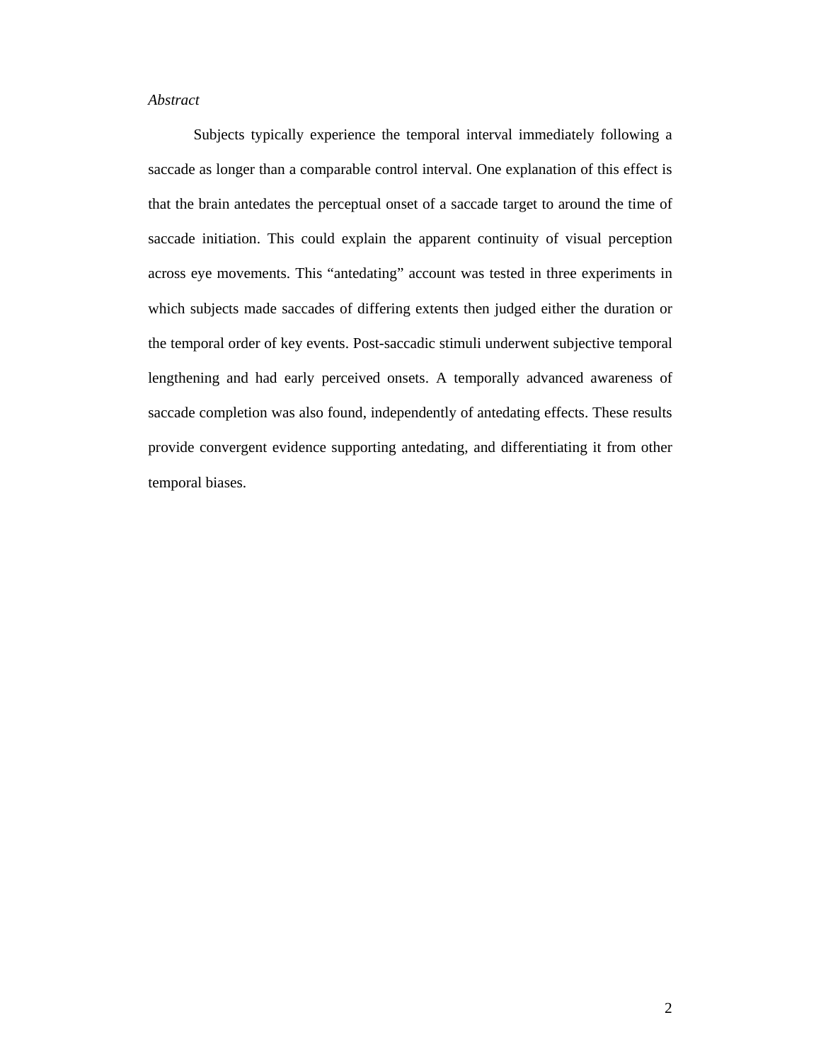*Abstract*

Subjects typically experience the temporal interval immediately following a saccade as longer than a comparable control interval. One explanation of this effect is that the brain antedates the perceptual onset of a saccade target to around the time of saccade initiation. This could explain the apparent continuity of visual perception across eye movements. This "antedating" account was tested in three experiments in which subjects made saccades of differing extents then judged either the duration or the temporal order of key events. Post-saccadic stimuli underwent subjective temporal lengthening and had early perceived onsets. A temporally advanced awareness of saccade completion was also found, independently of antedating effects. These results provide convergent evidence supporting antedating, and differentiating it from other temporal biases.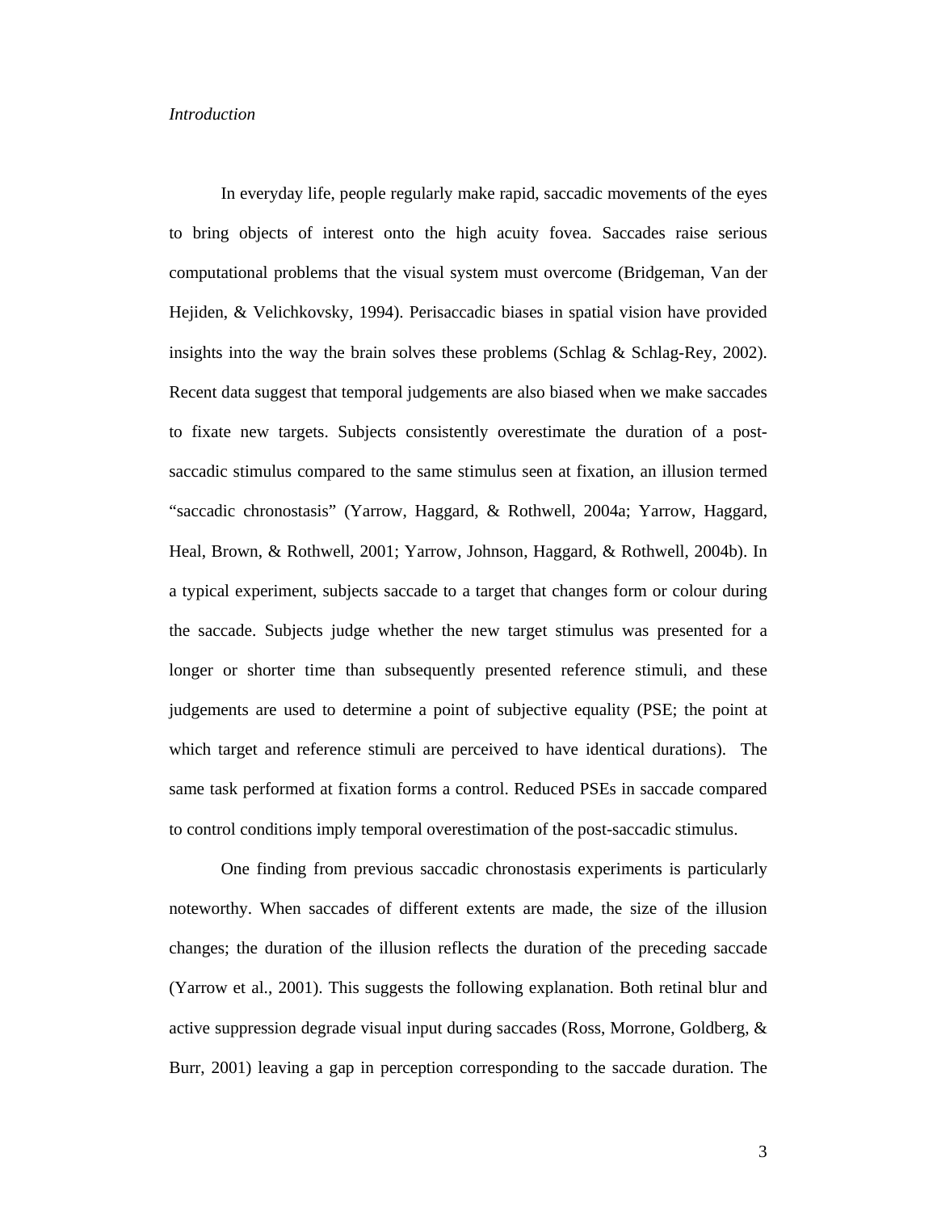*Introduction*

In everyday life, people regularly make rapid, saccadic movements of the eyes to bring objects of interest onto the high acuity fovea. Saccades raise serious computational problems that the visual system must overcome (Bridgeman, Van der Hejiden, & Velichkovsky, 1994). Perisaccadic biases in spatial vision have provided insights into the way the brain solves these problems (Schlag & Schlag-Rey, 2002). Recent data suggest that temporal judgements are also biased when we make saccades to fixate new targets. Subjects consistently overestimate the duration of a post-saccadic stimulus compared to the same stimulus seen at fixation, an illusion termed "saccadic chronostasis" (Yarrow, Haggard, & Rothwell, 2004a; Yarrow, Haggard, Heal, Brown, & Rothwell, 2001; Yarrow, Johnson, Haggard, & Rothwell, 2004b). In a typical experiment, subjects saccade to a target that changes form or colour during the saccade. Subjects judge whether the new target stimulus was presented for a longer or shorter time than subsequently presented reference stimuli, and these judgements are used to determine a point of subjective equality (PSE; the point at which target and reference stimuli are perceived to have identical durations). The same task performed at fixation forms a control. Reduced PSEs in saccade compared to control conditions imply temporal overestimation of the post-saccadic stimulus.

One finding from previous saccadic chronostasis experiments is particularly noteworthy. When saccades of different extents are made, the size of the illusion changes; the duration of the illusion reflects the duration of the preceding saccade (Yarrow et al., 2001). This suggests the following explanation. Both retinal blur and active suppression degrade visual input during saccades (Ross, Morrone, Goldberg, & Burr, 2001) leaving a gap in perception corresponding to the saccade duration. The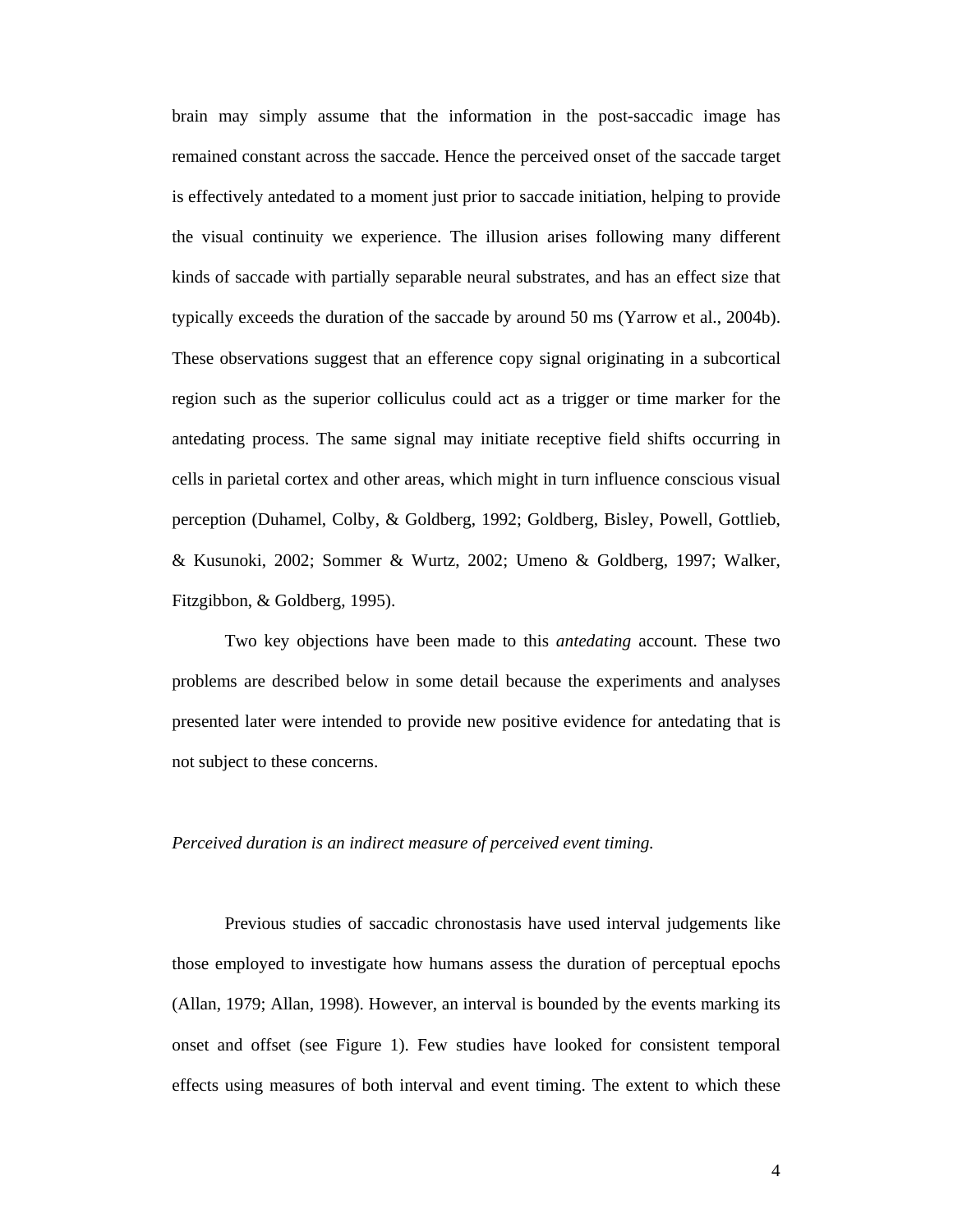brain may simply assume that the information in the post-saccadic image has remained constant across the saccade. Hence the perceived onset of the saccade target is effectively antedated to a moment just prior to saccade initiation, helping to provide the visual continuity we experience. The illusion arises following many different kinds of saccade with partially separable neural substrates, and has an effect size that typically exceeds the duration of the saccade by around 50 ms (Yarrow et al., 2004b). These observations suggest that an efference copy signal originating in a subcortical region such as the superior colliculus could act as a trigger or time marker for the antedating process. The same signal may initiate receptive field shifts occurring in cells in parietal cortex and other areas, which might in turn influence conscious visual perception (Duhamel, Colby, & Goldberg, 1992; Goldberg, Bisley, Powell, Gottlieb, & Kusunoki, 2002; Sommer & Wurtz, 2002; Umeno & Goldberg, 1997; Walker, Fitzgibbon, & Goldberg, 1995).

Two key objections have been made to this *antedating* account. These two problems are described below in some detail because the experiments and analyses presented later were intended to provide new positive evidence for antedating that is not subject to these concerns.

*Perceived duration is an indirect measure of perceived event timing.*

Previous studies of saccadic chronostasis have used interval judgements like those employed to investigate how humans assess the duration of perceptual epochs (Allan, 1979; Allan, 1998). However, an interval is bounded by the events marking its onset and offset (see Figure 1). Few studies have looked for consistent temporal effects using measures of both interval and event timing. The extent to which these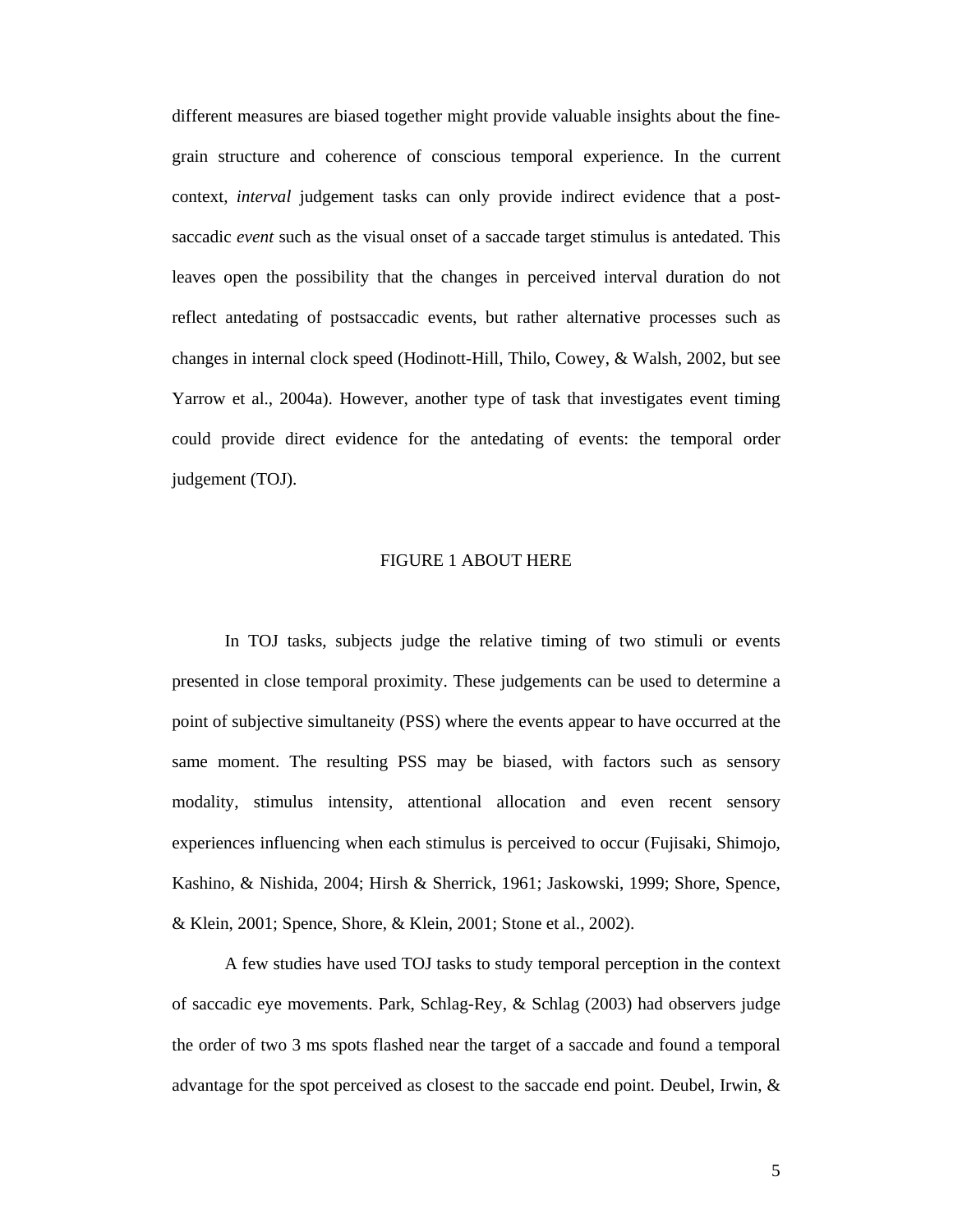different measures are biased together might provide valuable insights about the fine-grain structure and coherence of conscious temporal experience. In the current context, *interval* judgement tasks can only provide indirect evidence that a post-saccadic *event* such as the visual onset of a saccade target stimulus is antedated. This leaves open the possibility that the changes in perceived interval duration do not reflect antedating of postsaccadic events, but rather alternative processes such as changes in internal clock speed (Hodinott-Hill, Thilo, Cowey, & Walsh, 2002, but see Yarrow et al., 2004a). However, another type of task that investigates event timing could provide direct evidence for the antedating of events: the temporal order judgement (TOJ).

FIGURE 1 ABOUT HERE

In TOJ tasks, subjects judge the relative timing of two stimuli or events presented in close temporal proximity. These judgements can be used to determine a point of subjective simultaneity (PSS) where the events appear to have occurred at the same moment. The resulting PSS may be biased, with factors such as sensory modality, stimulus intensity, attentional allocation and even recent sensory experiences influencing when each stimulus is perceived to occur (Fujisaki, Shimojo, Kashino, & Nishida, 2004; Hirsh & Sherrick, 1961; Jaskowski, 1999; Shore, Spence, & Klein, 2001; Spence, Shore, & Klein, 2001; Stone et al., 2002).

A few studies have used TOJ tasks to study temporal perception in the context of saccadic eye movements. Park, Schlag-Rey, & Schlag (2003) had observers judge the order of two 3 ms spots flashed near the target of a saccade and found a temporal advantage for the spot perceived as closest to the saccade end point. Deubel, Irwin, &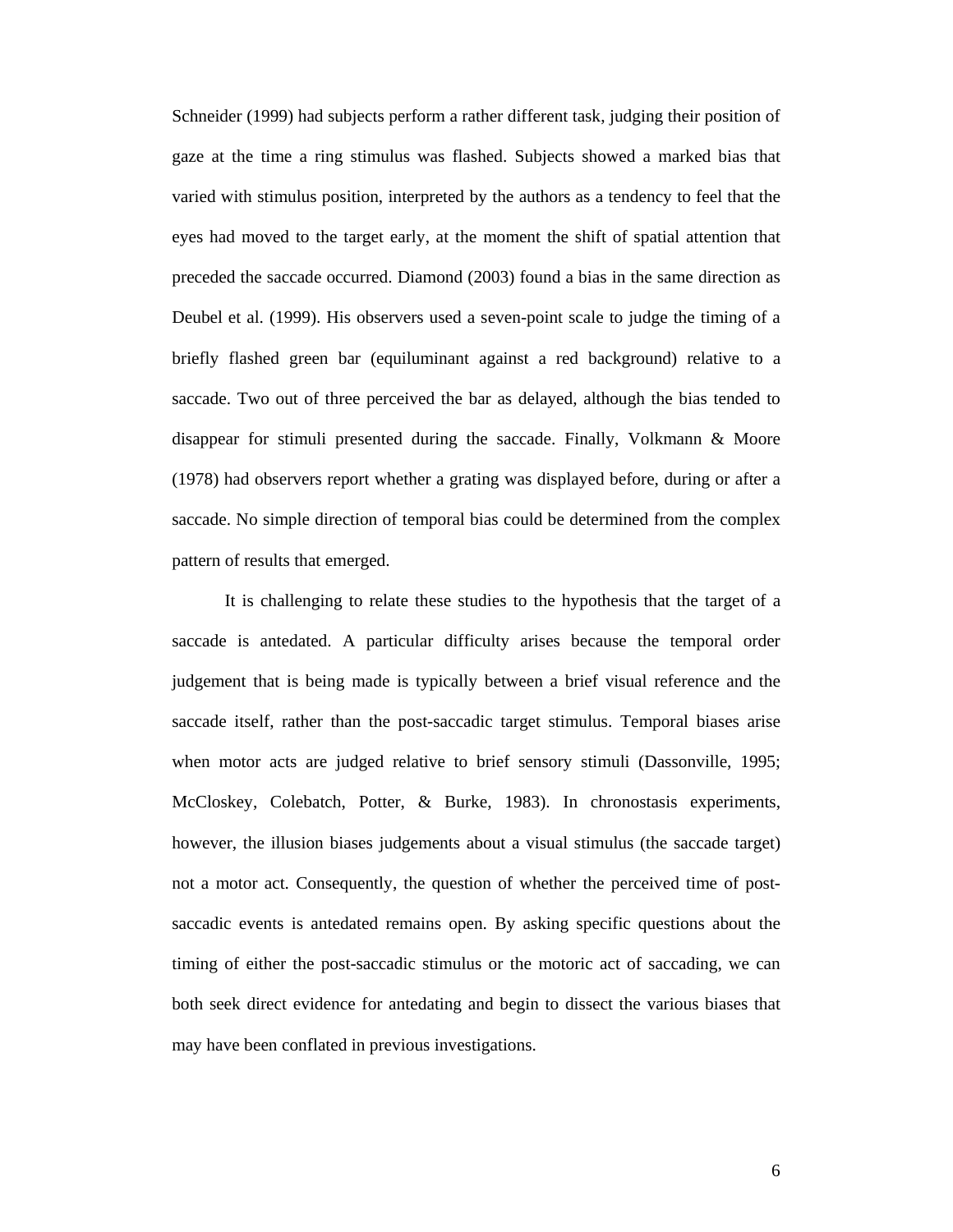Schneider (1999) had subjects perform a rather different task, judging their position of gaze at the time a ring stimulus was flashed. Subjects showed a marked bias that varied with stimulus position, interpreted by the authors as a tendency to feel that the eyes had moved to the target early, at the moment the shift of spatial attention that preceded the saccade occurred. Diamond (2003) found a bias in the same direction as Deubel et al. (1999). His observers used a seven-point scale to judge the timing of a briefly flashed green bar (equiluminant against a red background) relative to a saccade. Two out of three perceived the bar as delayed, although the bias tended to disappear for stimuli presented during the saccade. Finally, Volkmann & Moore (1978) had observers report whether a grating was displayed before, during or after a saccade. No simple direction of temporal bias could be determined from the complex pattern of results that emerged.

It is challenging to relate these studies to the hypothesis that the target of a saccade is antedated. A particular difficulty arises because the temporal order judgement that is being made is typically between a brief visual reference and the saccade itself, rather than the post-saccadic target stimulus. Temporal biases arise when motor acts are judged relative to brief sensory stimuli (Dassonville, 1995; McCloskey, Colebatch, Potter, & Burke, 1983). In chronostasis experiments, however, the illusion biases judgements about a visual stimulus (the saccade target) not a motor act. Consequently, the question of whether the perceived time of post-saccadic events is antedated remains open. By asking specific questions about the timing of either the post-saccadic stimulus or the motoric act of saccading, we can both seek direct evidence for antedating and begin to dissect the various biases that may have been conflated in previous investigations.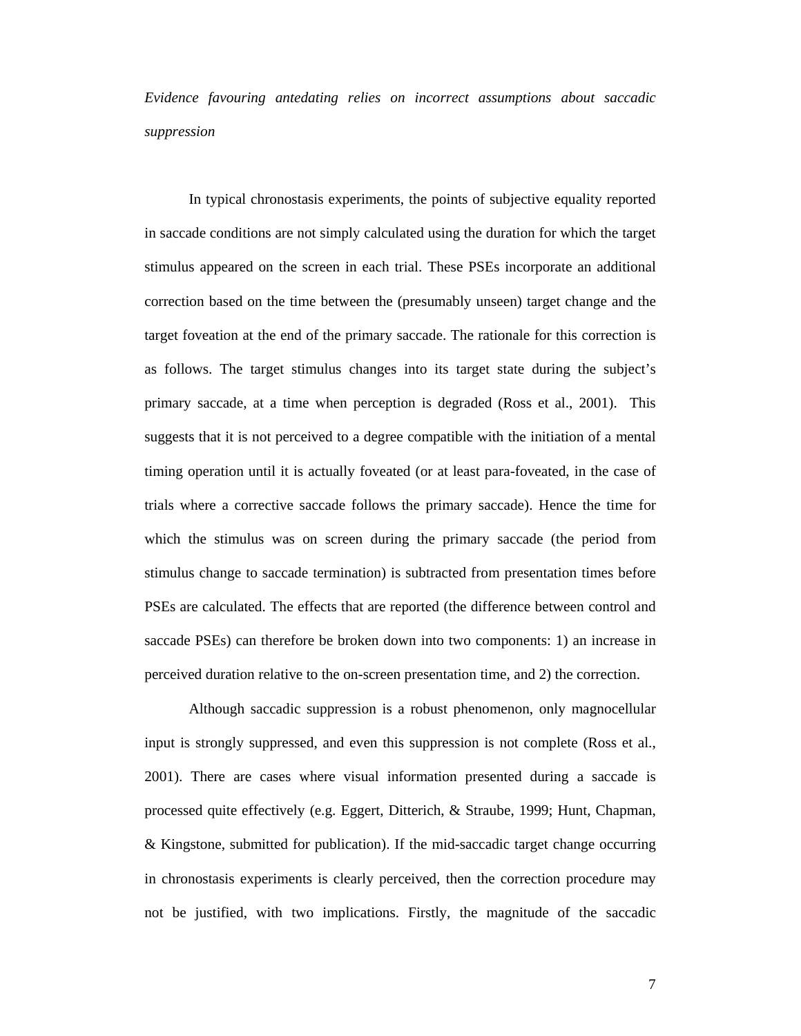*Evidence favouring antedating relies on incorrect assumptions about saccadic suppression*

In typical chronostasis experiments, the points of subjective equality reported in saccade conditions are not simply calculated using the duration for which the target stimulus appeared on the screen in each trial. These PSEs incorporate an additional correction based on the time between the (presumably unseen) target change and the target foveation at the end of the primary saccade. The rationale for this correction is as follows. The target stimulus changes into its target state during the subject's primary saccade, at a time when perception is degraded (Ross et al., 2001). This suggests that it is not perceived to a degree compatible with the initiation of a mental timing operation until it is actually foveated (or at least para-foveated, in the case of trials where a corrective saccade follows the primary saccade). Hence the time for which the stimulus was on screen during the primary saccade (the period from stimulus change to saccade termination) is subtracted from presentation times before PSEs are calculated. The effects that are reported (the difference between control and saccade PSEs) can therefore be broken down into two components: 1) an increase in perceived duration relative to the on-screen presentation time, and 2) the correction.

Although saccadic suppression is a robust phenomenon, only magnocellular input is strongly suppressed, and even this suppression is not complete (Ross et al., 2001). There are cases where visual information presented during a saccade is processed quite effectively (e.g. Eggert, Ditterich, & Straube, 1999; Hunt, Chapman, & Kingstone, submitted for publication). If the mid-saccadic target change occurring in chronostasis experiments is clearly perceived, then the correction procedure may not be justified, with two implications. Firstly, the magnitude of the saccadic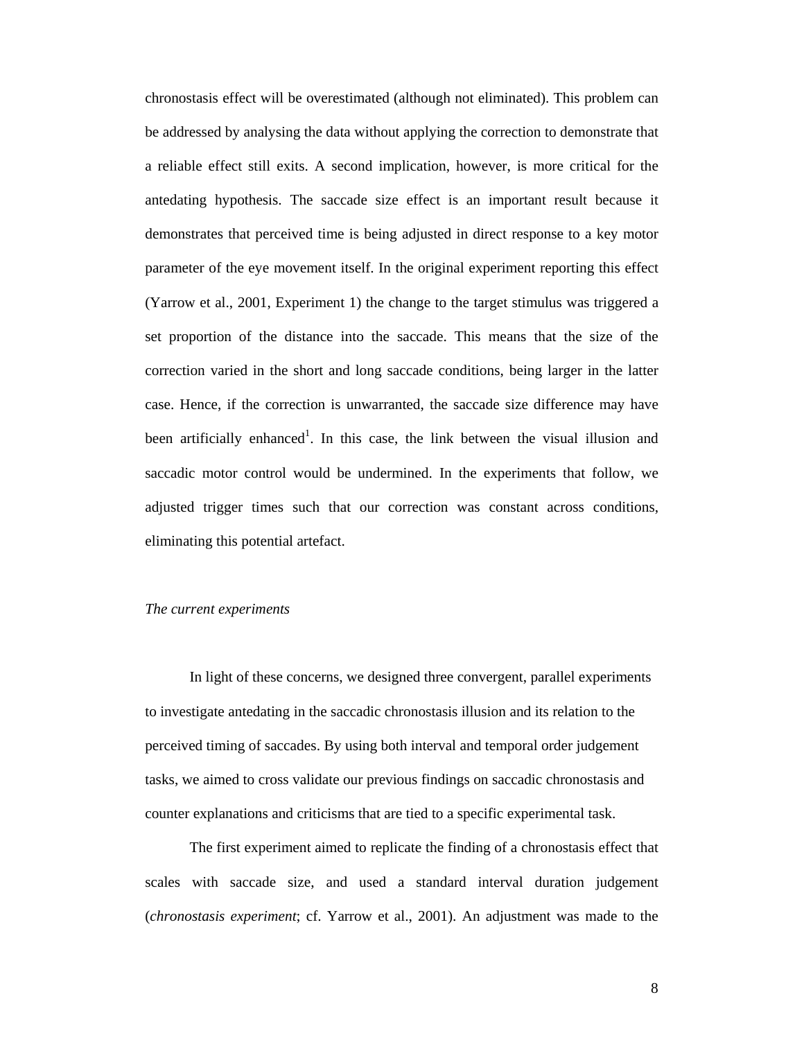chronostasis effect will be overestimated (although not eliminated). This problem can be addressed by analysing the data without applying the correction to demonstrate that a reliable effect still exits. A second implication, however, is more critical for the antedating hypothesis. The saccade size effect is an important result because it demonstrates that perceived time is being adjusted in direct response to a key motor parameter of the eye movement itself. In the original experiment reporting this effect (Yarrow et al., 2001, Experiment 1) the change to the target stimulus was triggered a set proportion of the distance into the saccade. This means that the size of the correction varied in the short and long saccade conditions, being larger in the latter case. Hence, if the correction is unwarranted, the saccade size difference may have been artificially enhanced[1]. In this case, the link between the visual illusion and saccadic motor control would be undermined. In the experiments that follow, we adjusted trigger times such that our correction was constant across conditions, eliminating this potential artefact.

*The current experiments*

In light of these concerns, we designed three convergent, parallel experiments to investigate antedating in the saccadic chronostasis illusion and its relation to the perceived timing of saccades. By using both interval and temporal order judgement tasks, we aimed to cross validate our previous findings on saccadic chronostasis and counter explanations and criticisms that are tied to a specific experimental task.

The first experiment aimed to replicate the finding of a chronostasis effect that scales with saccade size, and used a standard interval duration judgement (*chronostasis experiment*; cf. Yarrow et al., 2001). An adjustment was made to the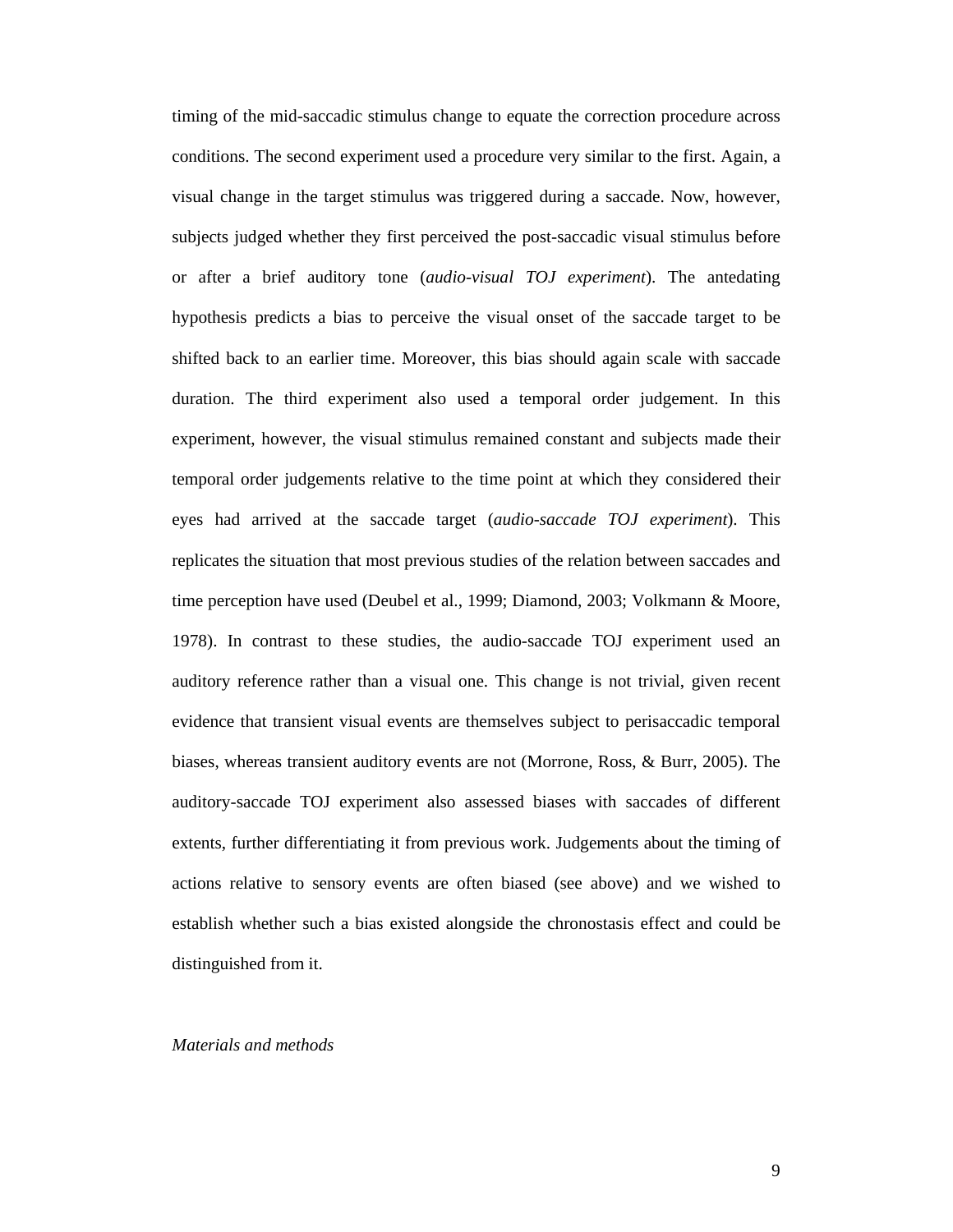timing of the mid-saccadic stimulus change to equate the correction procedure across conditions. The second experiment used a procedure very similar to the first. Again, a visual change in the target stimulus was triggered during a saccade. Now, however, subjects judged whether they first perceived the post-saccadic visual stimulus before or after a brief auditory tone (*audio-visual TOJ experiment*). The antedating hypothesis predicts a bias to perceive the visual onset of the saccade target to be shifted back to an earlier time. Moreover, this bias should again scale with saccade duration. The third experiment also used a temporal order judgement. In this experiment, however, the visual stimulus remained constant and subjects made their temporal order judgements relative to the time point at which they considered their eyes had arrived at the saccade target (*audio-saccade TOJ experiment*). This replicates the situation that most previous studies of the relation between saccades and time perception have used (Deubel et al., 1999; Diamond, 2003; Volkmann & Moore, 1978). In contrast to these studies, the audio-saccade TOJ experiment used an auditory reference rather than a visual one. This change is not trivial, given recent evidence that transient visual events are themselves subject to perisaccadic temporal biases, whereas transient auditory events are not (Morrone, Ross, & Burr, 2005). The auditory-saccade TOJ experiment also assessed biases with saccades of different extents, further differentiating it from previous work. Judgements about the timing of actions relative to sensory events are often biased (see above) and we wished to establish whether such a bias existed alongside the chronostasis effect and could be distinguished from it.

*Materials and methods*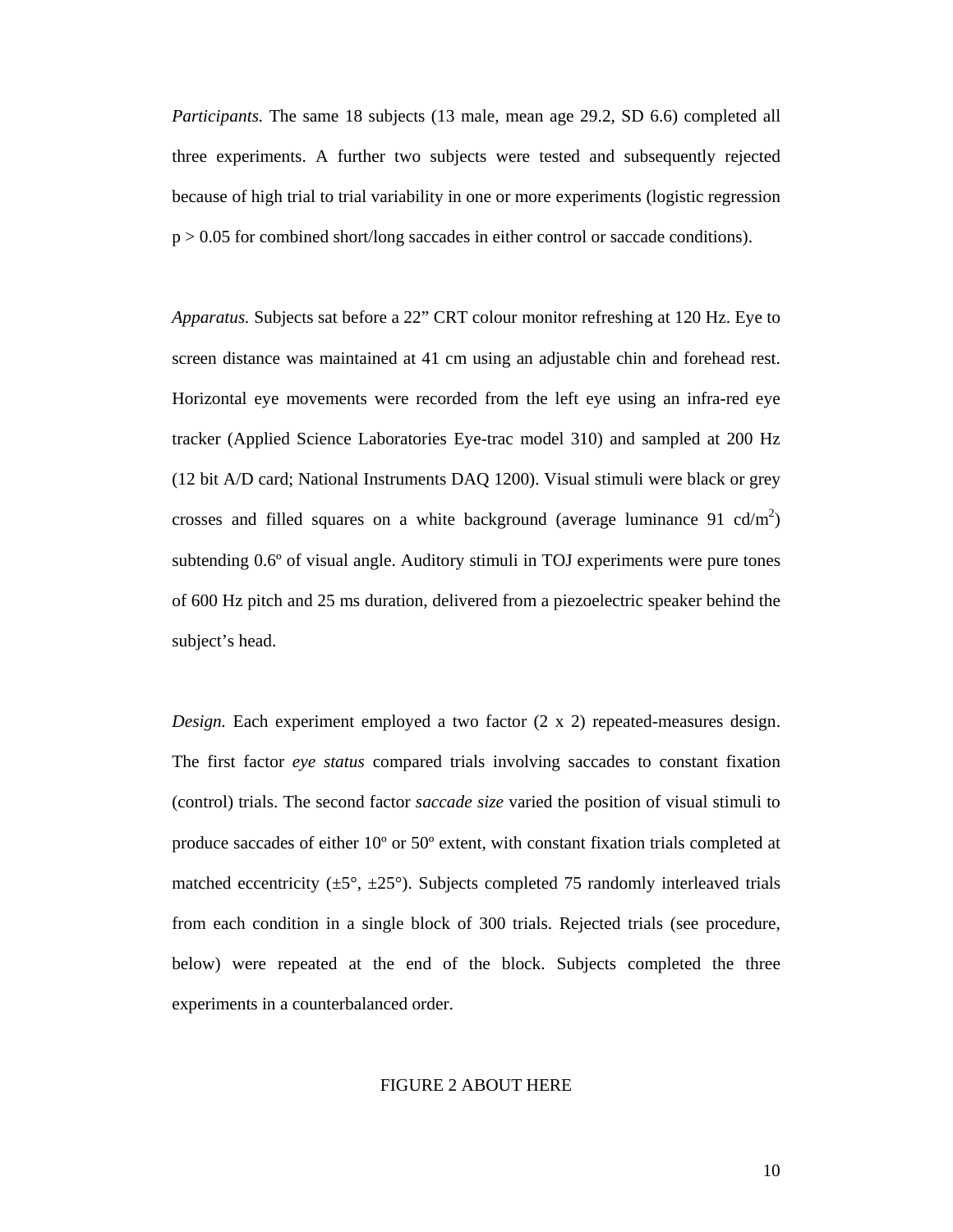*Participants.* The same 18 subjects (13 male, mean age 29.2, SD 6.6) completed all three experiments. A further two subjects were tested and subsequently rejected because of high trial to trial variability in one or more experiments (logistic regression $p > 0.05$ for combined short/long saccades in either control or saccade conditions).

*Apparatus.* Subjects sat before a 22" CRT colour monitor refreshing at 120 Hz. Eye to screen distance was maintained at 41 cm using an adjustable chin and forehead rest. Horizontal eye movements were recorded from the left eye using an infra-red eye tracker (Applied Science Laboratories Eye-trac model 310) and sampled at 200 Hz (12 bit A/D card; National Instruments DAQ 1200). Visual stimuli were black or grey crosses and filled squares on a white background (average luminance 91 $cd/m^2$) subtending 0.6º of visual angle. Auditory stimuli in TOJ experiments were pure tones of 600 Hz pitch and 25 ms duration, delivered from a piezoelectric speaker behind the subject's head.

*Design.* Each experiment employed a two factor (2 x 2) repeated-measures design. The first factor *eye status* compared trials involving saccades to constant fixation (control) trials. The second factor *saccade size* varied the position of visual stimuli to produce saccades of either 10º or 50º extent, with constant fixation trials completed at matched eccentricity (±5°, ±25°). Subjects completed 75 randomly interleaved trials from each condition in a single block of 300 trials. Rejected trials (see procedure, below) were repeated at the end of the block. Subjects completed the three experiments in a counterbalanced order.

FIGURE 2 ABOUT HERE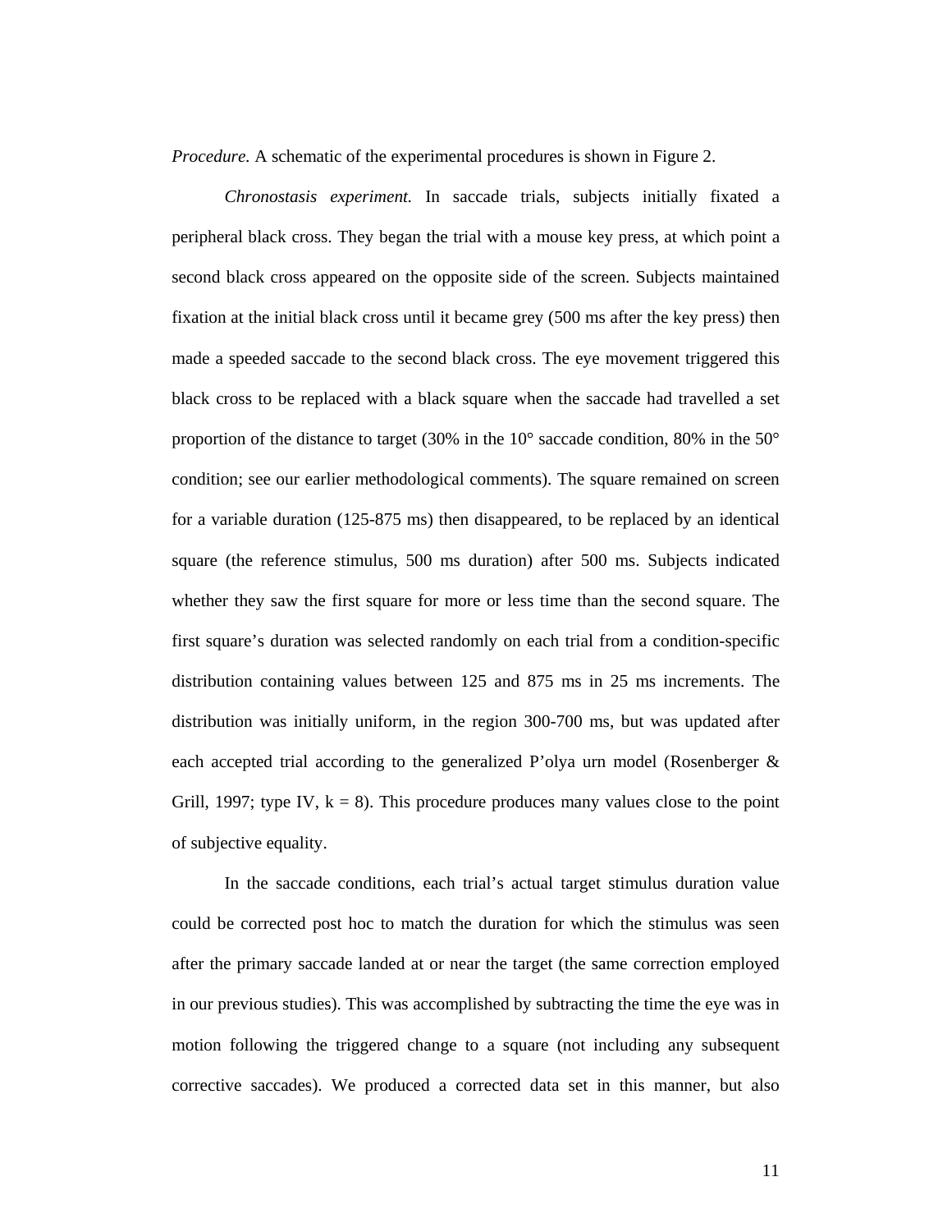*Procedure.* A schematic of the experimental procedures is shown in Figure 2.

*Chronostasis experiment.* In saccade trials, subjects initially fixated a peripheral black cross. They began the trial with a mouse key press, at which point a second black cross appeared on the opposite side of the screen. Subjects maintained fixation at the initial black cross until it became grey (500 ms after the key press) then made a speeded saccade to the second black cross. The eye movement triggered this black cross to be replaced with a black square when the saccade had travelled a set proportion of the distance to target (30% in the 10° saccade condition, 80% in the 50° condition; see our earlier methodological comments). The square remained on screen for a variable duration (125-875 ms) then disappeared, to be replaced by an identical square (the reference stimulus, 500 ms duration) after 500 ms. Subjects indicated whether they saw the first square for more or less time than the second square. The first square's duration was selected randomly on each trial from a condition-specific distribution containing values between 125 and 875 ms in 25 ms increments. The distribution was initially uniform, in the region 300-700 ms, but was updated after each accepted trial according to the generalized P'olya urn model (Rosenberger & Grill, 1997; type IV, k = 8). This procedure produces many values close to the point of subjective equality.

In the saccade conditions, each trial's actual target stimulus duration value could be corrected post hoc to match the duration for which the stimulus was seen after the primary saccade landed at or near the target (the same correction employed in our previous studies). This was accomplished by subtracting the time the eye was in motion following the triggered change to a square (not including any subsequent corrective saccades). We produced a corrected data set in this manner, but also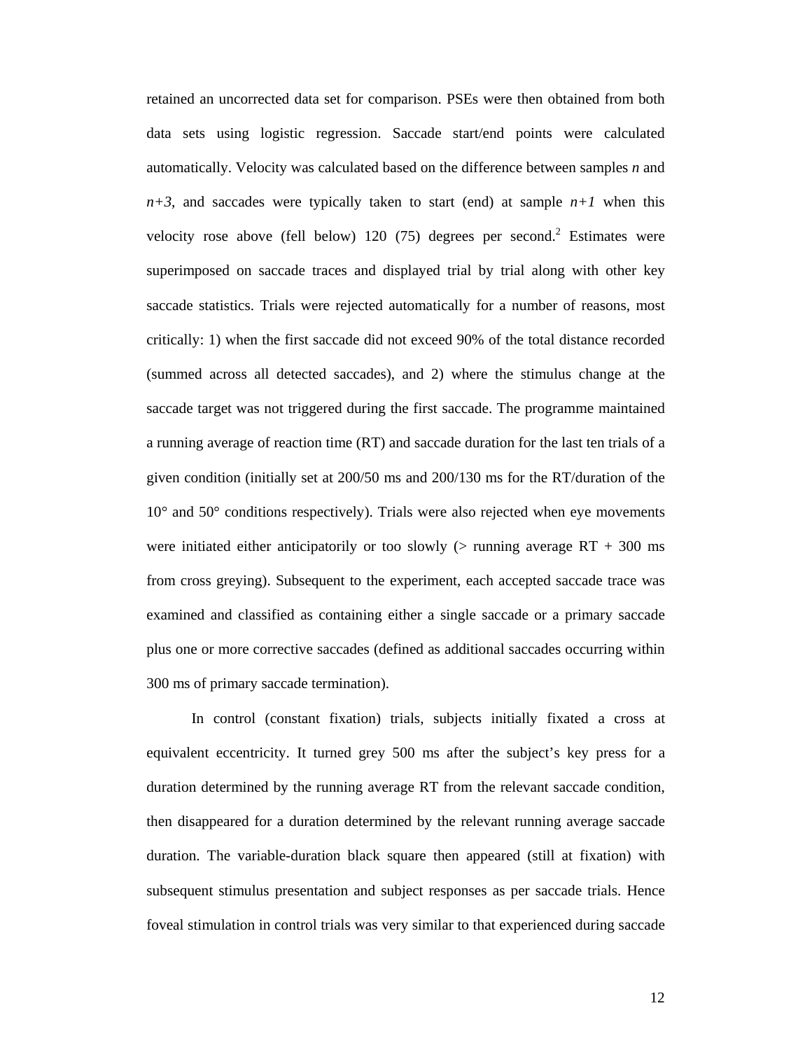retained an uncorrected data set for comparison. PSEs were then obtained from both data sets using logistic regression. Saccade start/end points were calculated automatically. Velocity was calculated based on the difference between samples $n$ and $n+3$, and saccades were typically taken to start (end) at sample $n+1$ when this velocity rose above (fell below) 120 (75) degrees per second.[2] Estimates were superimposed on saccade traces and displayed trial by trial along with other key saccade statistics. Trials were rejected automatically for a number of reasons, most critically: 1) when the first saccade did not exceed 90% of the total distance recorded (summed across all detected saccades), and 2) where the stimulus change at the saccade target was not triggered during the first saccade. The programme maintained a running average of reaction time (RT) and saccade duration for the last ten trials of a given condition (initially set at 200/50 ms and 200/130 ms for the RT/duration of the 10° and 50° conditions respectively). Trials were also rejected when eye movements were initiated either anticipatorily or too slowly (> running average RT + 300 ms from cross greying). Subsequent to the experiment, each accepted saccade trace was examined and classified as containing either a single saccade or a primary saccade plus one or more corrective saccades (defined as additional saccades occurring within 300 ms of primary saccade termination).

In control (constant fixation) trials, subjects initially fixated a cross at equivalent eccentricity. It turned grey 500 ms after the subject's key press for a duration determined by the running average RT from the relevant saccade condition, then disappeared for a duration determined by the relevant running average saccade duration. The variable-duration black square then appeared (still at fixation) with subsequent stimulus presentation and subject responses as per saccade trials. Hence foveal stimulation in control trials was very similar to that experienced during saccade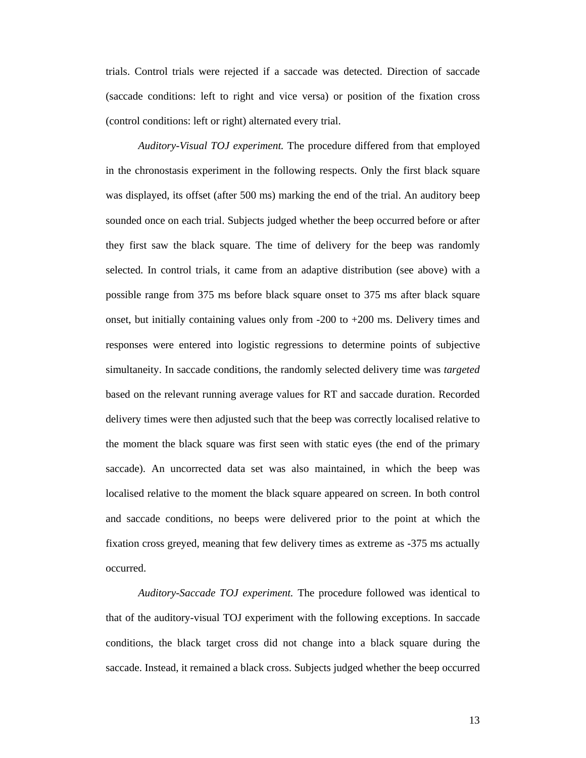trials. Control trials were rejected if a saccade was detected. Direction of saccade (saccade conditions: left to right and vice versa) or position of the fixation cross (control conditions: left or right) alternated every trial.

*Auditory-Visual TOJ experiment.* The procedure differed from that employed in the chronostasis experiment in the following respects. Only the first black square was displayed, its offset (after 500 ms) marking the end of the trial. An auditory beep sounded once on each trial. Subjects judged whether the beep occurred before or after they first saw the black square. The time of delivery for the beep was randomly selected. In control trials, it came from an adaptive distribution (see above) with a possible range from 375 ms before black square onset to 375 ms after black square onset, but initially containing values only from -200 to +200 ms. Delivery times and responses were entered into logistic regressions to determine points of subjective simultaneity. In saccade conditions, the randomly selected delivery time was *targeted* based on the relevant running average values for RT and saccade duration. Recorded delivery times were then adjusted such that the beep was correctly localised relative to the moment the black square was first seen with static eyes (the end of the primary saccade). An uncorrected data set was also maintained, in which the beep was localised relative to the moment the black square appeared on screen. In both control and saccade conditions, no beeps were delivered prior to the point at which the fixation cross greyed, meaning that few delivery times as extreme as -375 ms actually occurred.

*Auditory-Saccade TOJ experiment.* The procedure followed was identical to that of the auditory-visual TOJ experiment with the following exceptions. In saccade conditions, the black target cross did not change into a black square during the saccade. Instead, it remained a black cross. Subjects judged whether the beep occurred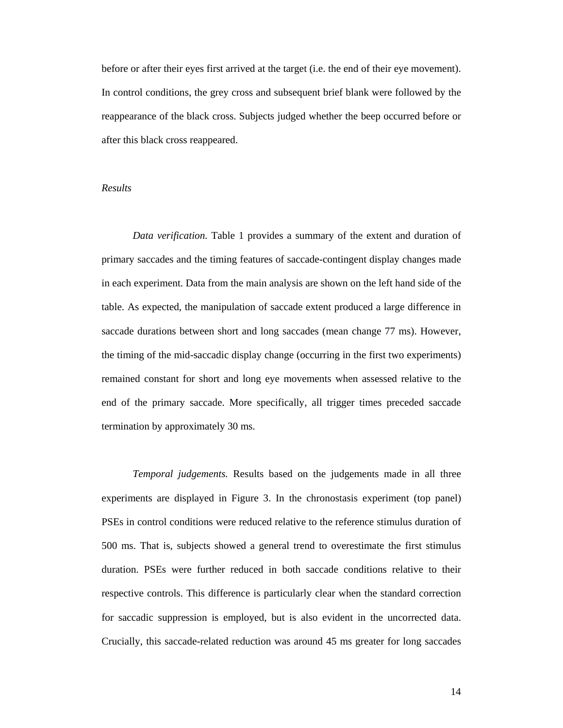before or after their eyes first arrived at the target (i.e. the end of their eye movement). In control conditions, the grey cross and subsequent brief blank were followed by the reappearance of the black cross. Subjects judged whether the beep occurred before or after this black cross reappeared.

*Results*

*Data verification.* Table 1 provides a summary of the extent and duration of primary saccades and the timing features of saccade-contingent display changes made in each experiment. Data from the main analysis are shown on the left hand side of the table. As expected, the manipulation of saccade extent produced a large difference in saccade durations between short and long saccades (mean change 77 ms). However, the timing of the mid-saccadic display change (occurring in the first two experiments) remained constant for short and long eye movements when assessed relative to the end of the primary saccade. More specifically, all trigger times preceded saccade termination by approximately 30 ms.

*Temporal judgements.* Results based on the judgements made in all three experiments are displayed in Figure 3. In the chronostasis experiment (top panel) PSEs in control conditions were reduced relative to the reference stimulus duration of 500 ms. That is, subjects showed a general trend to overestimate the first stimulus duration. PSEs were further reduced in both saccade conditions relative to their respective controls. This difference is particularly clear when the standard correction for saccadic suppression is employed, but is also evident in the uncorrected data. Crucially, this saccade-related reduction was around 45 ms greater for long saccades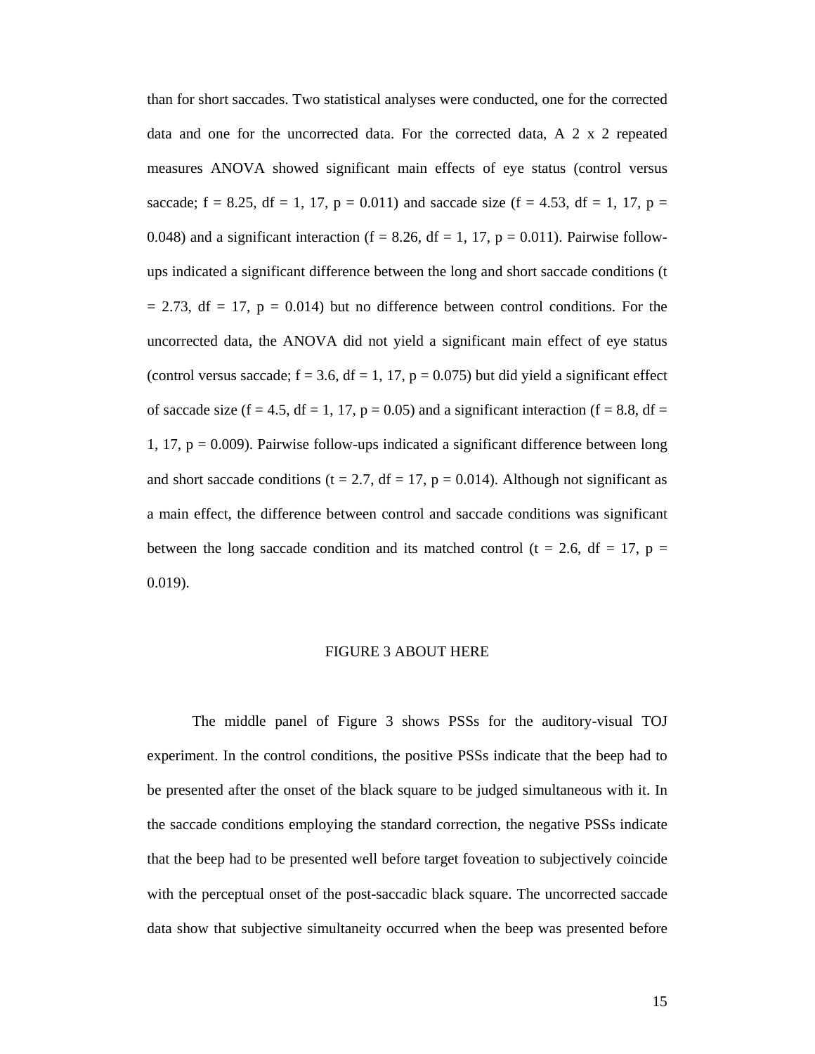than for short saccades. Two statistical analyses were conducted, one for the corrected data and one for the uncorrected data. For the corrected data, A 2 x 2 repeated measures ANOVA showed significant main effects of eye status (control versus saccade; $f = 8.25$, $df = 1, 17$, $p = 0.011$) and saccade size ($f = 4.53$, $df = 1, 17$, $p = 0.048$) and a significant interaction ($f = 8.26$, $df = 1, 17$, $p = 0.011$). Pairwise follow-ups indicated a significant difference between the long and short saccade conditions ($t = 2.73$, $df = 17$, $p = 0.014$) but no difference between control conditions. For the uncorrected data, the ANOVA did not yield a significant main effect of eye status (control versus saccade; $f = 3.6$, $df = 1, 17$, $p = 0.075$) but did yield a significant effect of saccade size ($f = 4.5$, $df = 1, 17$, $p = 0.05$) and a significant interaction ($f = 8.8$, $df = 1, 17$, $p = 0.009$). Pairwise follow-ups indicated a significant difference between long and short saccade conditions ($t = 2.7$, $df = 17$, $p = 0.014$). Although not significant as a main effect, the difference between control and saccade conditions was significant between the long saccade condition and its matched control ($t = 2.6$, $df = 17$, $p = 0.019$).

FIGURE 3 ABOUT HERE

The middle panel of Figure 3 shows PSSs for the auditory-visual TOJ experiment. In the control conditions, the positive PSSs indicate that the beep had to be presented after the onset of the black square to be judged simultaneous with it. In the saccade conditions employing the standard correction, the negative PSSs indicate that the beep had to be presented well before target foveation to subjectively coincide with the perceptual onset of the post-saccadic black square. The uncorrected saccade data show that subjective simultaneity occurred when the beep was presented before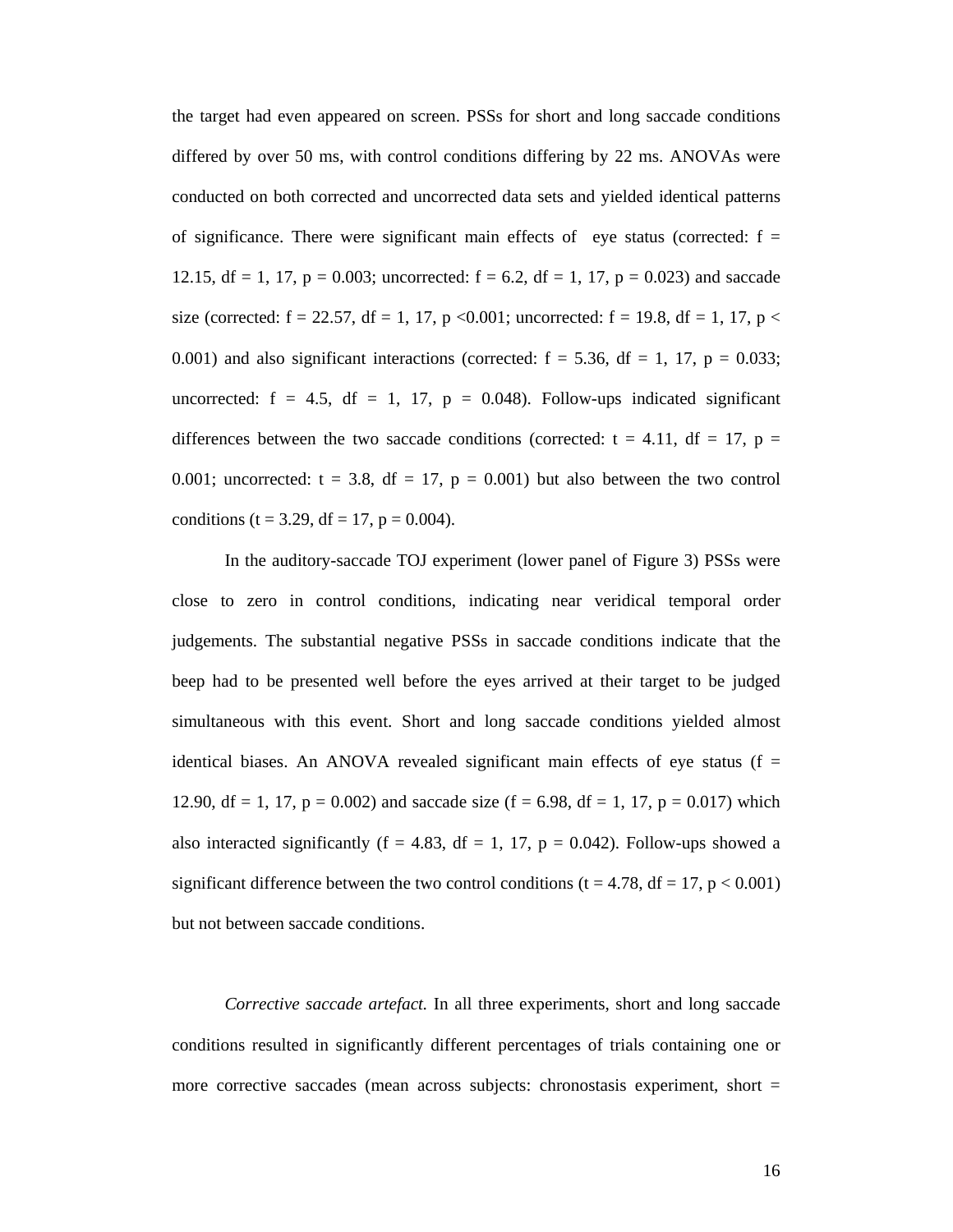the target had even appeared on screen. PSSs for short and long saccade conditions differed by over 50 ms, with control conditions differing by 22 ms. ANOVAs were conducted on both corrected and uncorrected data sets and yielded identical patterns of significance. There were significant main effects of eye status (corrected: $f = 12.15$, $df = 1, 17$, $p = 0.003$; uncorrected: $f = 6.2$, $df = 1, 17$, $p = 0.023$) and saccade size (corrected: $f = 22.57$, $df = 1, 17$, $p < 0.001$; uncorrected: $f = 19.8$, $df = 1, 17$, $p < 0.001$) and also significant interactions (corrected: $f = 5.36$, $df = 1, 17$, $p = 0.033$; uncorrected: $f = 4.5$, $df = 1, 17$, $p = 0.048$). Follow-ups indicated significant differences between the two saccade conditions (corrected: $t = 4.11$, $df = 17$, $p = 0.001$; uncorrected: $t = 3.8$, $df = 17$, $p = 0.001$) but also between the two control conditions ($t = 3.29$, $df = 17$, $p = 0.004$).

In the auditory-saccade TOJ experiment (lower panel of Figure 3) PSSs were close to zero in control conditions, indicating near veridical temporal order judgements. The substantial negative PSSs in saccade conditions indicate that the beep had to be presented well before the eyes arrived at their target to be judged simultaneous with this event. Short and long saccade conditions yielded almost identical biases. An ANOVA revealed significant main effects of eye status ($f = 12.90$, $df = 1, 17$, $p = 0.002$) and saccade size ($f = 6.98$, $df = 1, 17$, $p = 0.017$) which also interacted significantly ($f = 4.83$, $df = 1, 17$, $p = 0.042$). Follow-ups showed a significant difference between the two control conditions ($t = 4.78$, $df = 17$, $p < 0.001$) but not between saccade conditions.

*Corrective saccade artefact.* In all three experiments, short and long saccade conditions resulted in significantly different percentages of trials containing one or more corrective saccades (mean across subjects: chronostasis experiment, short =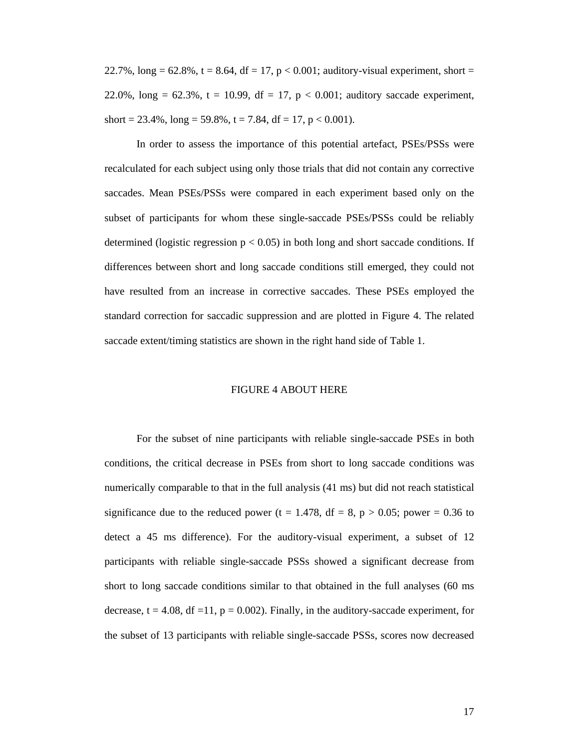22.7%, long = 62.8%, $t = 8.64$, $df = 17$, $p < 0.001$; auditory-visual experiment, short = 22.0%, long = 62.3%, $t = 10.99$, $df = 17$, $p < 0.001$; auditory saccade experiment, short = 23.4%, long = 59.8%, $t = 7.84$, $df = 17$, $p < 0.001$).

In order to assess the importance of this potential artefact, PSEs/PSSs were recalculated for each subject using only those trials that did not contain any corrective saccades. Mean PSEs/PSSs were compared in each experiment based only on the subset of participants for whom these single-saccade PSEs/PSSs could be reliably determined (logistic regression $p < 0.05$) in both long and short saccade conditions. If differences between short and long saccade conditions still emerged, they could not have resulted from an increase in corrective saccades. These PSEs employed the standard correction for saccadic suppression and are plotted in Figure 4. The related saccade extent/timing statistics are shown in the right hand side of Table 1.

FIGURE 4 ABOUT HERE

For the subset of nine participants with reliable single-saccade PSEs in both conditions, the critical decrease in PSEs from short to long saccade conditions was numerically comparable to that in the full analysis (41 ms) but did not reach statistical significance due to the reduced power ($t = 1.478$, $df = 8$, $p > 0.05$; power = 0.36 to detect a 45 ms difference). For the auditory-visual experiment, a subset of 12 participants with reliable single-saccade PSSs showed a significant decrease from short to long saccade conditions similar to that obtained in the full analyses (60 ms decrease, $t = 4.08$, $df = 11$, $p = 0.002$). Finally, in the auditory-saccade experiment, for the subset of 13 participants with reliable single-saccade PSSs, scores now decreased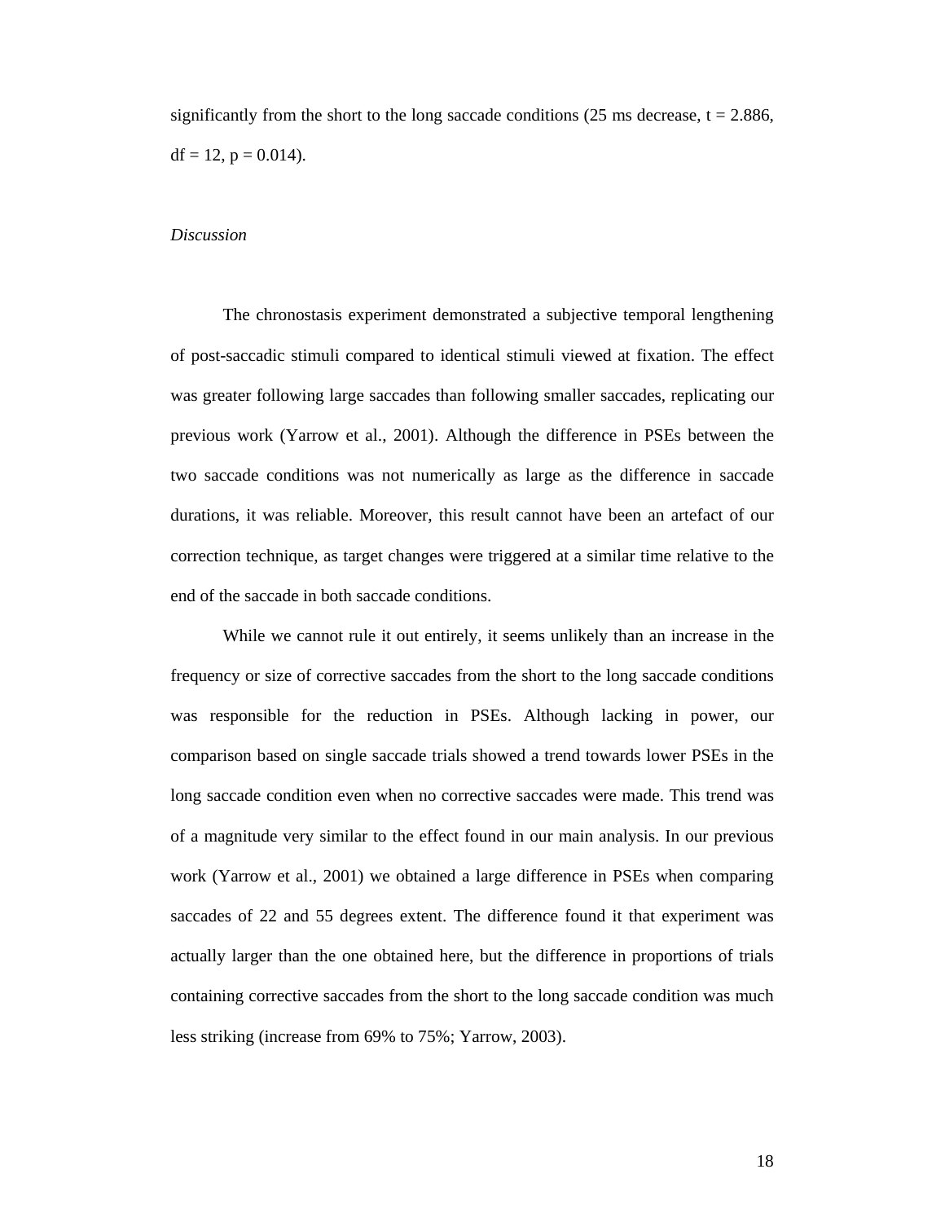significantly from the short to the long saccade conditions (25 ms decrease, $t = 2.886$, $df = 12$, $p = 0.014$).

*Discussion*

The chronostasis experiment demonstrated a subjective temporal lengthening of post-saccadic stimuli compared to identical stimuli viewed at fixation. The effect was greater following large saccades than following smaller saccades, replicating our previous work (Yarrow et al., 2001). Although the difference in PSEs between the two saccade conditions was not numerically as large as the difference in saccade durations, it was reliable. Moreover, this result cannot have been an artefact of our correction technique, as target changes were triggered at a similar time relative to the end of the saccade in both saccade conditions.

While we cannot rule it out entirely, it seems unlikely than an increase in the frequency or size of corrective saccades from the short to the long saccade conditions was responsible for the reduction in PSEs. Although lacking in power, our comparison based on single saccade trials showed a trend towards lower PSEs in the long saccade condition even when no corrective saccades were made. This trend was of a magnitude very similar to the effect found in our main analysis. In our previous work (Yarrow et al., 2001) we obtained a large difference in PSEs when comparing saccades of 22 and 55 degrees extent. The difference found it that experiment was actually larger than the one obtained here, but the difference in proportions of trials containing corrective saccades from the short to the long saccade condition was much less striking (increase from 69% to 75%; Yarrow, 2003).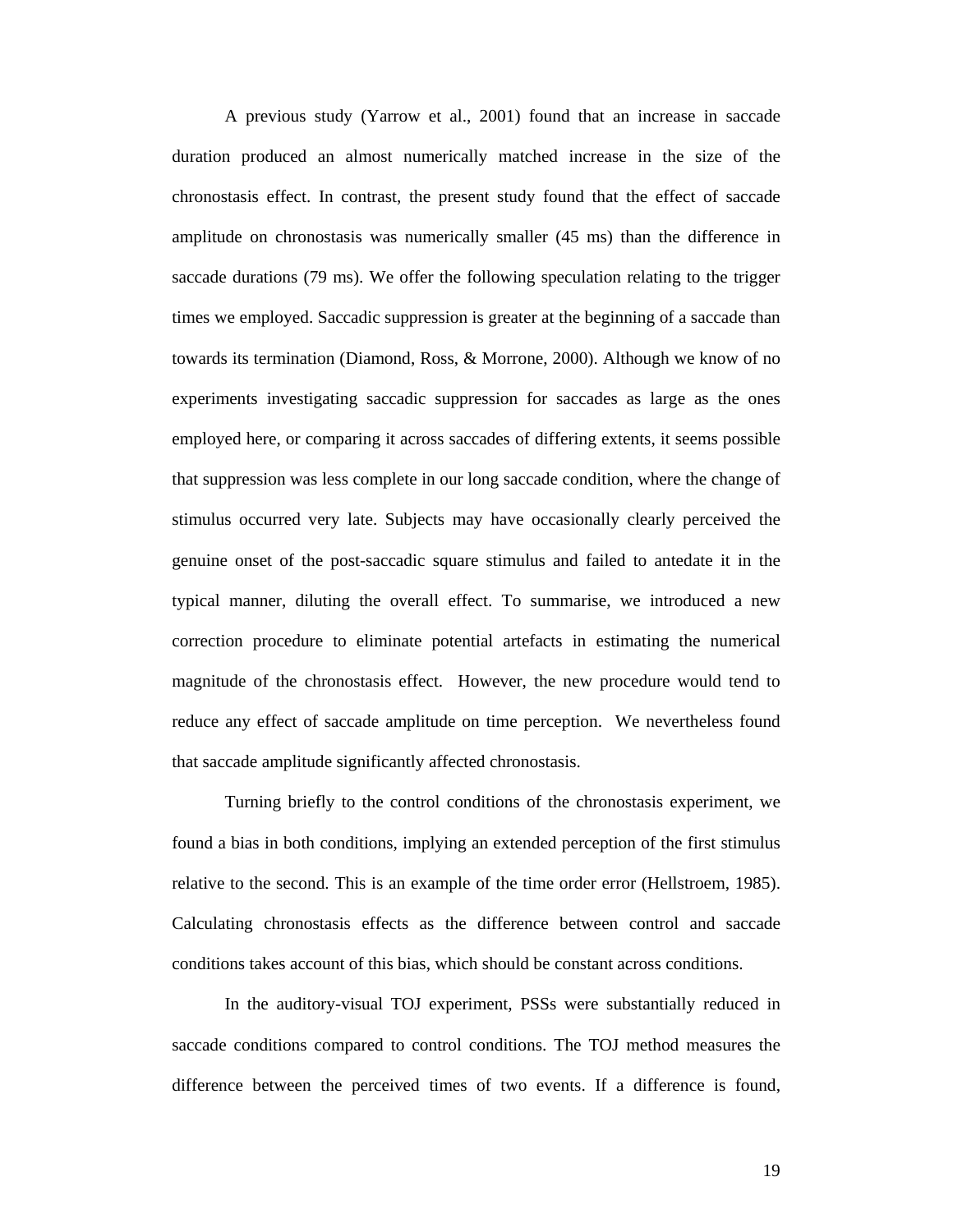A previous study (Yarrow et al., 2001) found that an increase in saccade duration produced an almost numerically matched increase in the size of the chronostasis effect. In contrast, the present study found that the effect of saccade amplitude on chronostasis was numerically smaller (45 ms) than the difference in saccade durations (79 ms). We offer the following speculation relating to the trigger times we employed. Saccadic suppression is greater at the beginning of a saccade than towards its termination (Diamond, Ross, & Morrone, 2000). Although we know of no experiments investigating saccadic suppression for saccades as large as the ones employed here, or comparing it across saccades of differing extents, it seems possible that suppression was less complete in our long saccade condition, where the change of stimulus occurred very late. Subjects may have occasionally clearly perceived the genuine onset of the post-saccadic square stimulus and failed to antedate it in the typical manner, diluting the overall effect. To summarise, we introduced a new correction procedure to eliminate potential artefacts in estimating the numerical magnitude of the chronostasis effect. However, the new procedure would tend to reduce any effect of saccade amplitude on time perception. We nevertheless found that saccade amplitude significantly affected chronostasis.

Turning briefly to the control conditions of the chronostasis experiment, we found a bias in both conditions, implying an extended perception of the first stimulus relative to the second. This is an example of the time order error (Hellstroem, 1985). Calculating chronostasis effects as the difference between control and saccade conditions takes account of this bias, which should be constant across conditions.

In the auditory-visual TOJ experiment, PSSs were substantially reduced in saccade conditions compared to control conditions. The TOJ method measures the difference between the perceived times of two events. If a difference is found,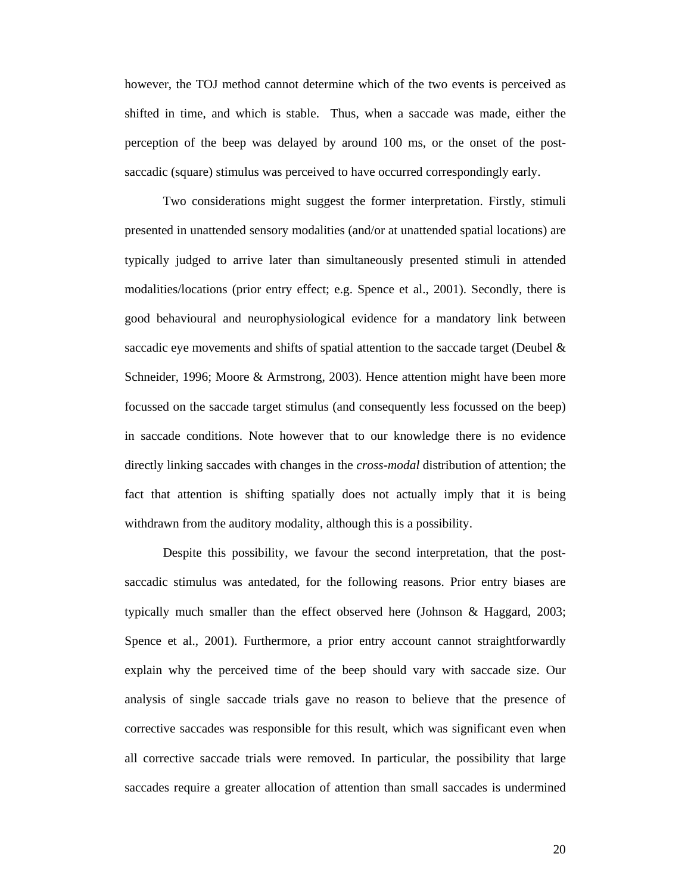however, the TOJ method cannot determine which of the two events is perceived as shifted in time, and which is stable. Thus, when a saccade was made, either the perception of the beep was delayed by around 100 ms, or the onset of the post-saccadic (square) stimulus was perceived to have occurred correspondingly early.

Two considerations might suggest the former interpretation. Firstly, stimuli presented in unattended sensory modalities (and/or at unattended spatial locations) are typically judged to arrive later than simultaneously presented stimuli in attended modalities/locations (prior entry effect; e.g. Spence et al., 2001). Secondly, there is good behavioural and neurophysiological evidence for a mandatory link between saccadic eye movements and shifts of spatial attention to the saccade target (Deubel & Schneider, 1996; Moore & Armstrong, 2003). Hence attention might have been more focussed on the saccade target stimulus (and consequently less focussed on the beep) in saccade conditions. Note however that to our knowledge there is no evidence directly linking saccades with changes in the *cross-modal* distribution of attention; the fact that attention is shifting spatially does not actually imply that it is being withdrawn from the auditory modality, although this is a possibility.

Despite this possibility, we favour the second interpretation, that the post-saccadic stimulus was antedated, for the following reasons. Prior entry biases are typically much smaller than the effect observed here (Johnson & Haggard, 2003; Spence et al., 2001). Furthermore, a prior entry account cannot straightforwardly explain why the perceived time of the beep should vary with saccade size. Our analysis of single saccade trials gave no reason to believe that the presence of corrective saccades was responsible for this result, which was significant even when all corrective saccade trials were removed. In particular, the possibility that large saccades require a greater allocation of attention than small saccades is undermined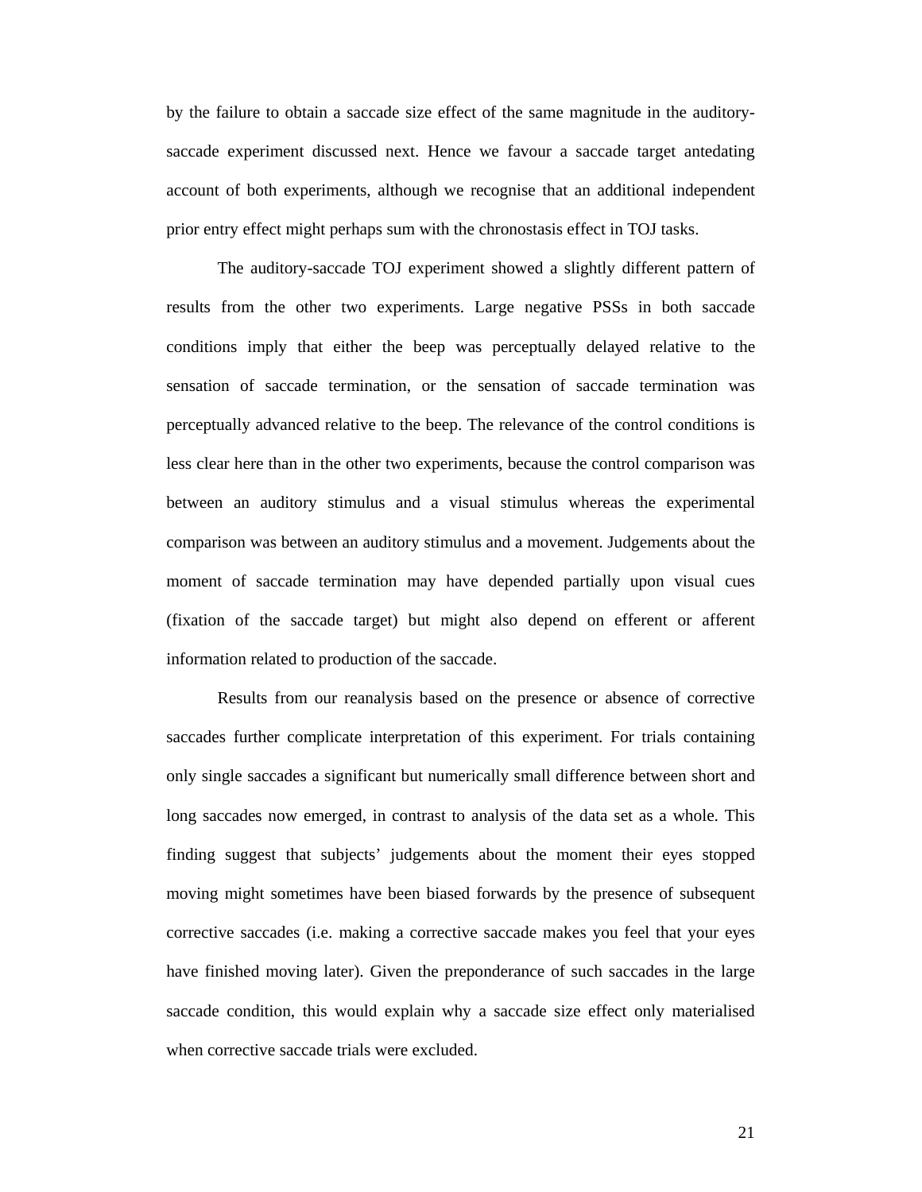by the failure to obtain a saccade size effect of the same magnitude in the auditory-saccade experiment discussed next. Hence we favour a saccade target antedating account of both experiments, although we recognise that an additional independent prior entry effect might perhaps sum with the chronostasis effect in TOJ tasks.

The auditory-saccade TOJ experiment showed a slightly different pattern of results from the other two experiments. Large negative PSSs in both saccade conditions imply that either the beep was perceptually delayed relative to the sensation of saccade termination, or the sensation of saccade termination was perceptually advanced relative to the beep. The relevance of the control conditions is less clear here than in the other two experiments, because the control comparison was between an auditory stimulus and a visual stimulus whereas the experimental comparison was between an auditory stimulus and a movement. Judgements about the moment of saccade termination may have depended partially upon visual cues (fixation of the saccade target) but might also depend on efferent or afferent information related to production of the saccade.

Results from our reanalysis based on the presence or absence of corrective saccades further complicate interpretation of this experiment. For trials containing only single saccades a significant but numerically small difference between short and long saccades now emerged, in contrast to analysis of the data set as a whole. This finding suggest that subjects' judgements about the moment their eyes stopped moving might sometimes have been biased forwards by the presence of subsequent corrective saccades (i.e. making a corrective saccade makes you feel that your eyes have finished moving later). Given the preponderance of such saccades in the large saccade condition, this would explain why a saccade size effect only materialised when corrective saccade trials were excluded.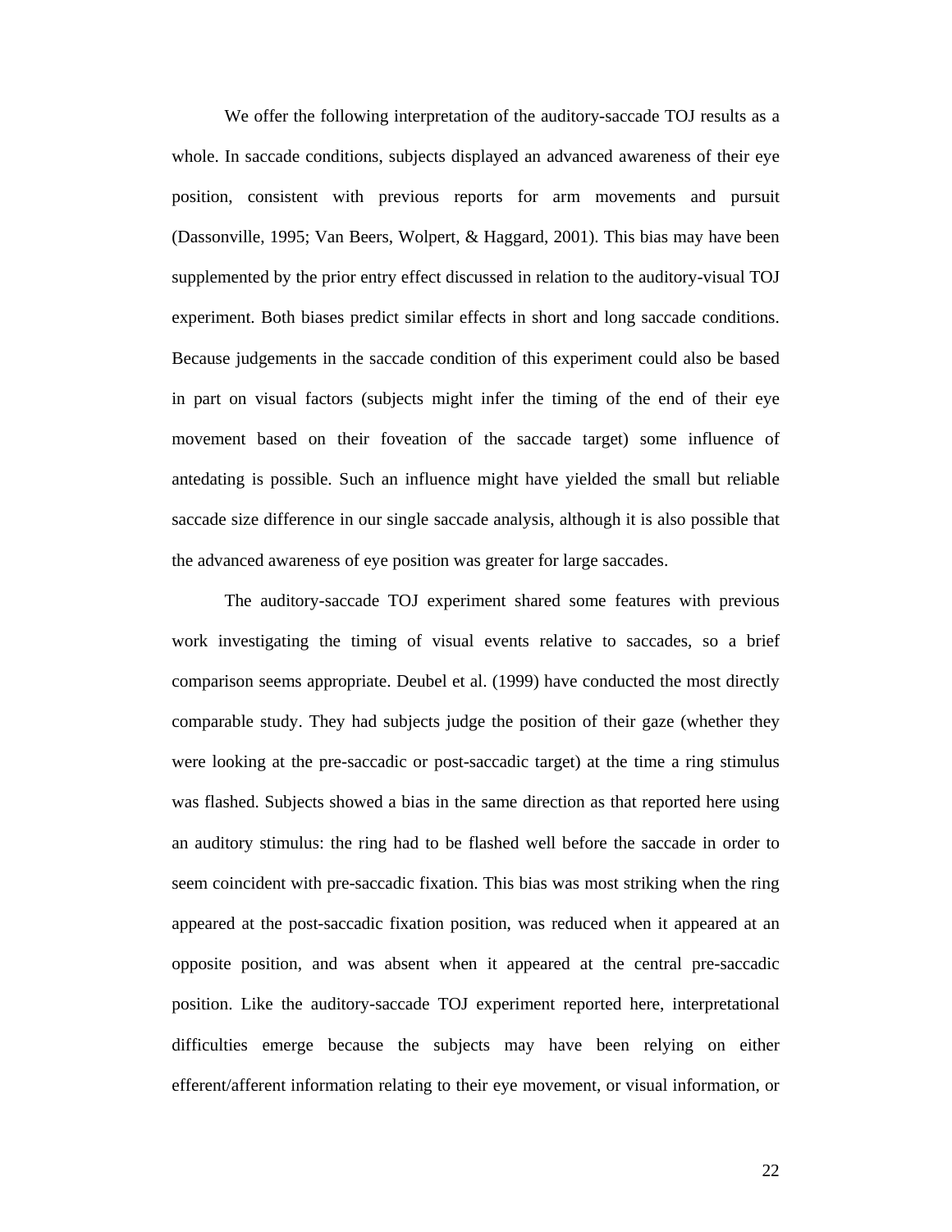We offer the following interpretation of the auditory-saccade TOJ results as a whole. In saccade conditions, subjects displayed an advanced awareness of their eye position, consistent with previous reports for arm movements and pursuit (Dassonville, 1995; Van Beers, Wolpert, & Haggard, 2001). This bias may have been supplemented by the prior entry effect discussed in relation to the auditory-visual TOJ experiment. Both biases predict similar effects in short and long saccade conditions. Because judgements in the saccade condition of this experiment could also be based in part on visual factors (subjects might infer the timing of the end of their eye movement based on their foveation of the saccade target) some influence of antedating is possible. Such an influence might have yielded the small but reliable saccade size difference in our single saccade analysis, although it is also possible that the advanced awareness of eye position was greater for large saccades.

The auditory-saccade TOJ experiment shared some features with previous work investigating the timing of visual events relative to saccades, so a brief comparison seems appropriate. Deubel et al. (1999) have conducted the most directly comparable study. They had subjects judge the position of their gaze (whether they were looking at the pre-saccadic or post-saccadic target) at the time a ring stimulus was flashed. Subjects showed a bias in the same direction as that reported here using an auditory stimulus: the ring had to be flashed well before the saccade in order to seem coincident with pre-saccadic fixation. This bias was most striking when the ring appeared at the post-saccadic fixation position, was reduced when it appeared at an opposite position, and was absent when it appeared at the central pre-saccadic position. Like the auditory-saccade TOJ experiment reported here, interpretational difficulties emerge because the subjects may have been relying on either efferent/afferent information relating to their eye movement, or visual information, or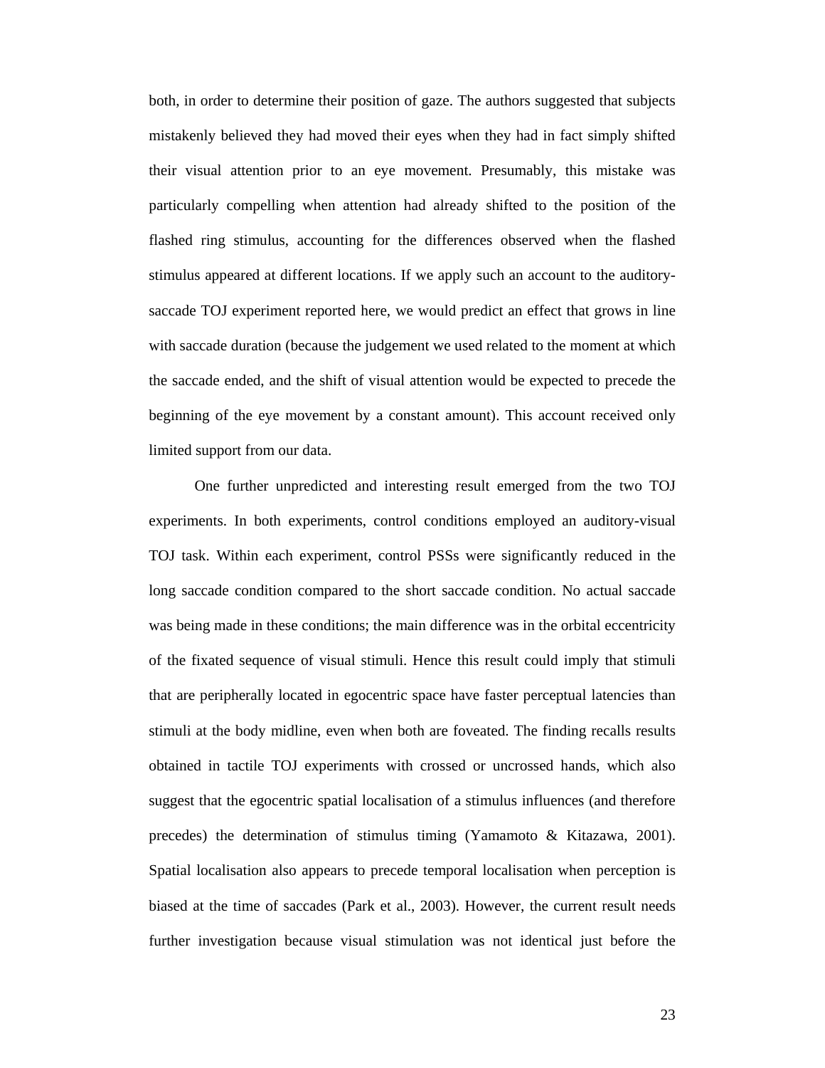both, in order to determine their position of gaze. The authors suggested that subjects mistakenly believed they had moved their eyes when they had in fact simply shifted their visual attention prior to an eye movement. Presumably, this mistake was particularly compelling when attention had already shifted to the position of the flashed ring stimulus, accounting for the differences observed when the flashed stimulus appeared at different locations. If we apply such an account to the auditory-saccade TOJ experiment reported here, we would predict an effect that grows in line with saccade duration (because the judgement we used related to the moment at which the saccade ended, and the shift of visual attention would be expected to precede the beginning of the eye movement by a constant amount). This account received only limited support from our data.

One further unpredicted and interesting result emerged from the two TOJ experiments. In both experiments, control conditions employed an auditory-visual TOJ task. Within each experiment, control PSSs were significantly reduced in the long saccade condition compared to the short saccade condition. No actual saccade was being made in these conditions; the main difference was in the orbital eccentricity of the fixated sequence of visual stimuli. Hence this result could imply that stimuli that are peripherally located in egocentric space have faster perceptual latencies than stimuli at the body midline, even when both are foveated. The finding recalls results obtained in tactile TOJ experiments with crossed or uncrossed hands, which also suggest that the egocentric spatial localisation of a stimulus influences (and therefore precedes) the determination of stimulus timing (Yamamoto & Kitazawa, 2001). Spatial localisation also appears to precede temporal localisation when perception is biased at the time of saccades (Park et al., 2003). However, the current result needs further investigation because visual stimulation was not identical just before the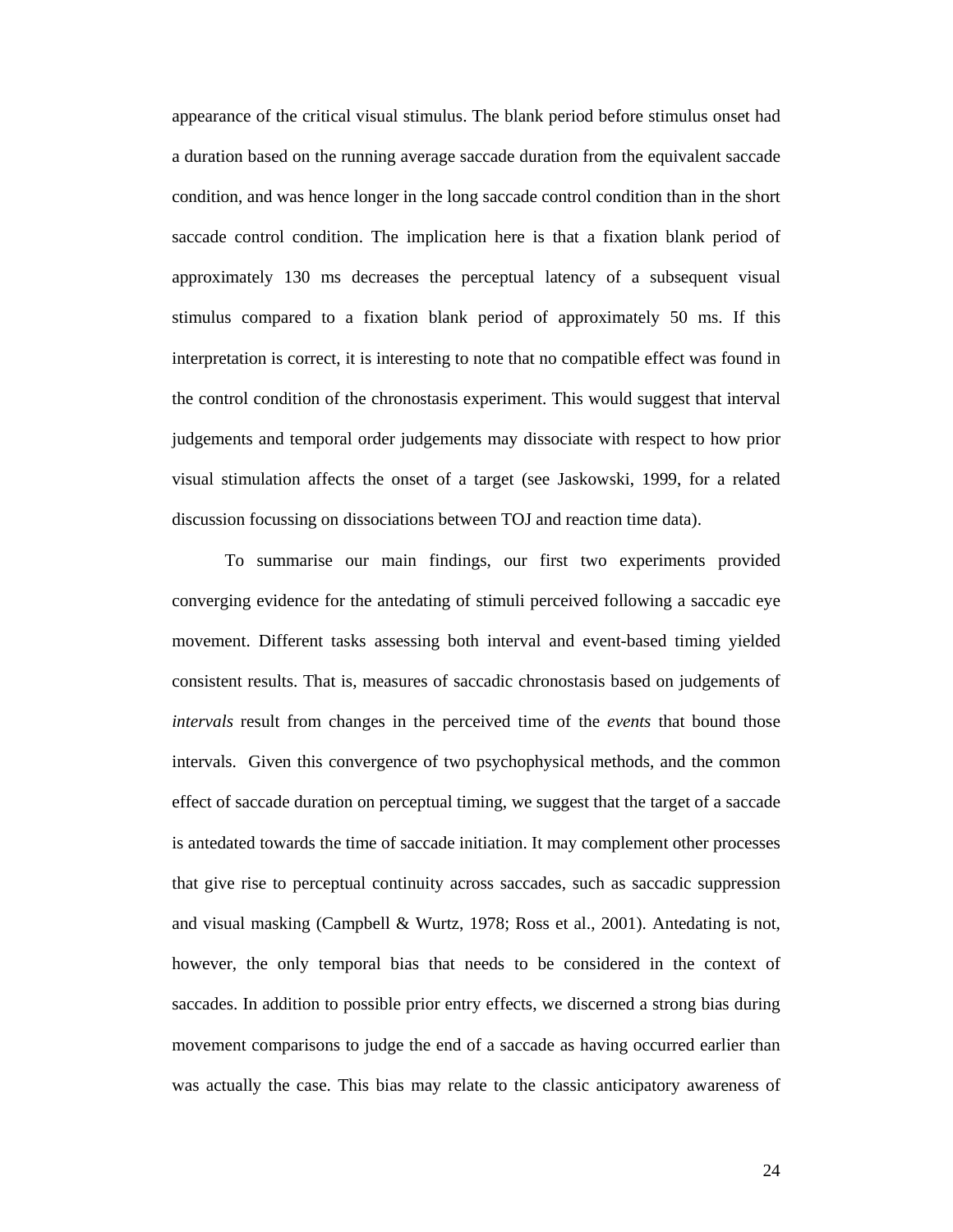appearance of the critical visual stimulus. The blank period before stimulus onset had a duration based on the running average saccade duration from the equivalent saccade condition, and was hence longer in the long saccade control condition than in the short saccade control condition. The implication here is that a fixation blank period of approximately 130 ms decreases the perceptual latency of a subsequent visual stimulus compared to a fixation blank period of approximately 50 ms. If this interpretation is correct, it is interesting to note that no compatible effect was found in the control condition of the chronostasis experiment. This would suggest that interval judgements and temporal order judgements may dissociate with respect to how prior visual stimulation affects the onset of a target (see Jaskowski, 1999, for a related discussion focussing on dissociations between TOJ and reaction time data).

To summarise our main findings, our first two experiments provided converging evidence for the antedating of stimuli perceived following a saccadic eye movement. Different tasks assessing both interval and event-based timing yielded consistent results. That is, measures of saccadic chronostasis based on judgements of *intervals* result from changes in the perceived time of the *events* that bound those intervals. Given this convergence of two psychophysical methods, and the common effect of saccade duration on perceptual timing, we suggest that the target of a saccade is antedated towards the time of saccade initiation. It may complement other processes that give rise to perceptual continuity across saccades, such as saccadic suppression and visual masking (Campbell & Wurtz, 1978; Ross et al., 2001). Antedating is not, however, the only temporal bias that needs to be considered in the context of saccades. In addition to possible prior entry effects, we discerned a strong bias during movement comparisons to judge the end of a saccade as having occurred earlier than was actually the case. This bias may relate to the classic anticipatory awareness of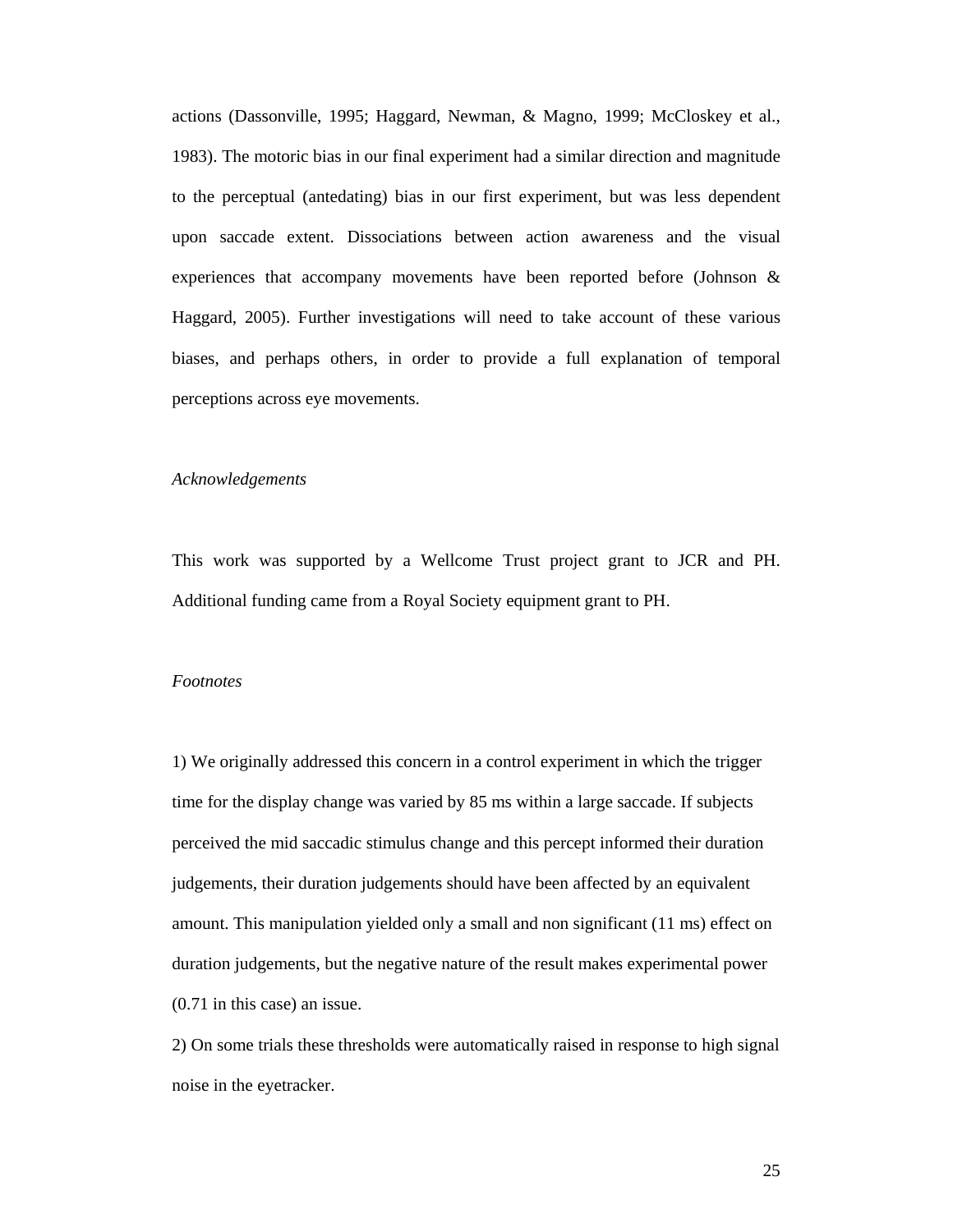actions (Dassonville, 1995; Haggard, Newman, & Magno, 1999; McCloskey et al., 1983). The motoric bias in our final experiment had a similar direction and magnitude to the perceptual (antedating) bias in our first experiment, but was less dependent upon saccade extent. Dissociations between action awareness and the visual experiences that accompany movements have been reported before (Johnson & Haggard, 2005). Further investigations will need to take account of these various biases, and perhaps others, in order to provide a full explanation of temporal perceptions across eye movements.

*Acknowledgements*

This work was supported by a Wellcome Trust project grant to JCR and PH. Additional funding came from a Royal Society equipment grant to PH.

*Footnotes*

1) We originally addressed this concern in a control experiment in which the trigger time for the display change was varied by 85 ms within a large saccade. If subjects perceived the mid saccadic stimulus change and this percept informed their duration judgements, their duration judgements should have been affected by an equivalent amount. This manipulation yielded only a small and non significant (11 ms) effect on duration judgements, but the negative nature of the result makes experimental power (0.71 in this case) an issue.

2) On some trials these thresholds were automatically raised in response to high signal noise in the eyetracker.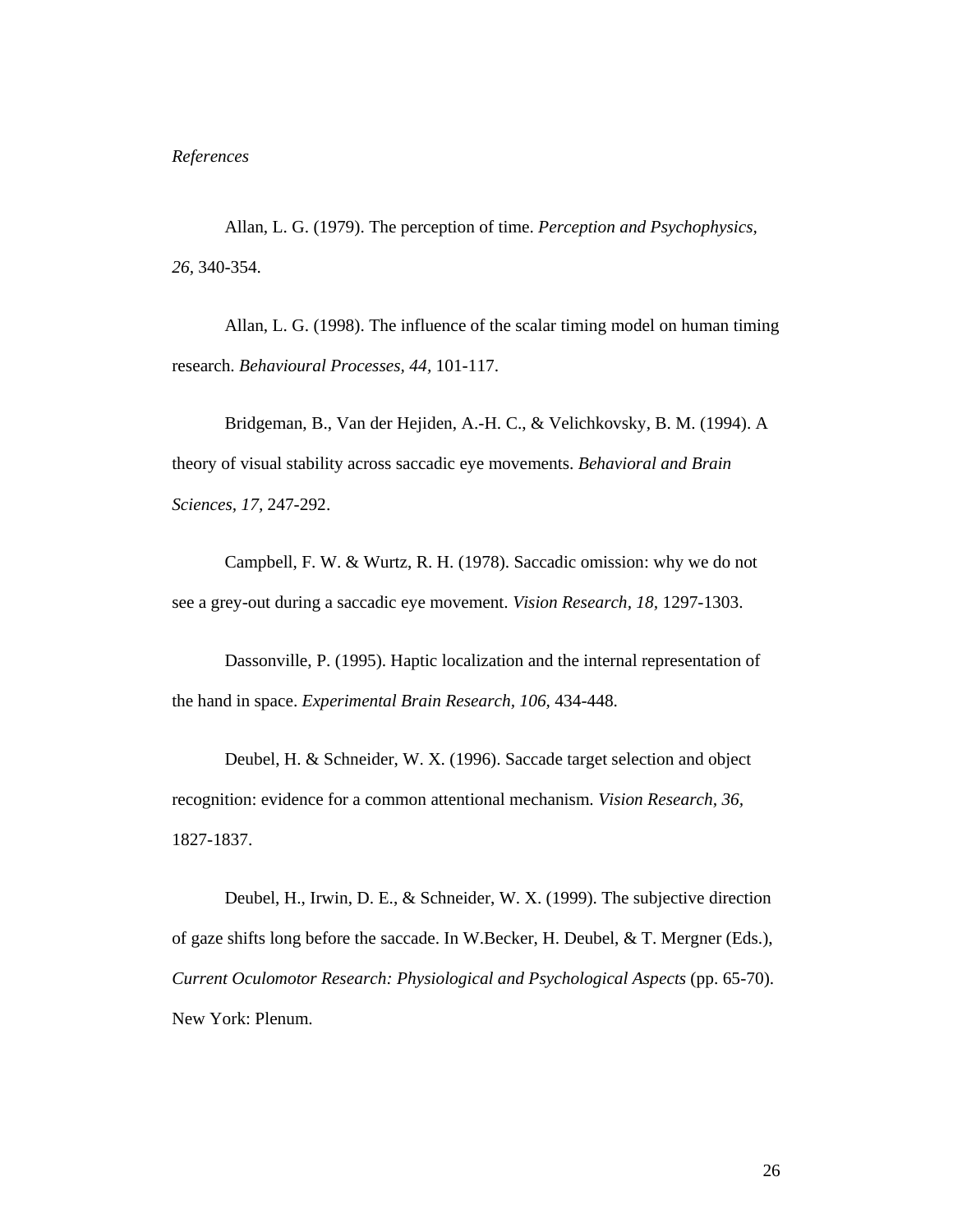*References*

Allan, L. G. (1979). The perception of time. *Perception and Psychophysics, 26*, 340-354.

Allan, L. G. (1998). The influence of the scalar timing model on human timing research. *Behavioural Processes, 44*, 101-117.

Bridgeman, B., Van der Hejiden, A.-H. C., & Velichkovsky, B. M. (1994). A theory of visual stability across saccadic eye movements. *Behavioral and Brain Sciences, 17*, 247-292.

Campbell, F. W. & Wurtz, R. H. (1978). Saccadic omission: why we do not see a grey-out during a saccadic eye movement. *Vision Research, 18*, 1297-1303.

Dassonville, P. (1995). Haptic localization and the internal representation of the hand in space. *Experimental Brain Research, 106*, 434-448.

Deubel, H. & Schneider, W. X. (1996). Saccade target selection and object recognition: evidence for a common attentional mechanism. *Vision Research, 36*, 1827-1837.

Deubel, H., Irwin, D. E., & Schneider, W. X. (1999). The subjective direction of gaze shifts long before the saccade. In W.Becker, H. Deubel, & T. Mergner (Eds.), *Current Oculomotor Research: Physiological and Psychological Aspects* (pp. 65-70). New York: Plenum.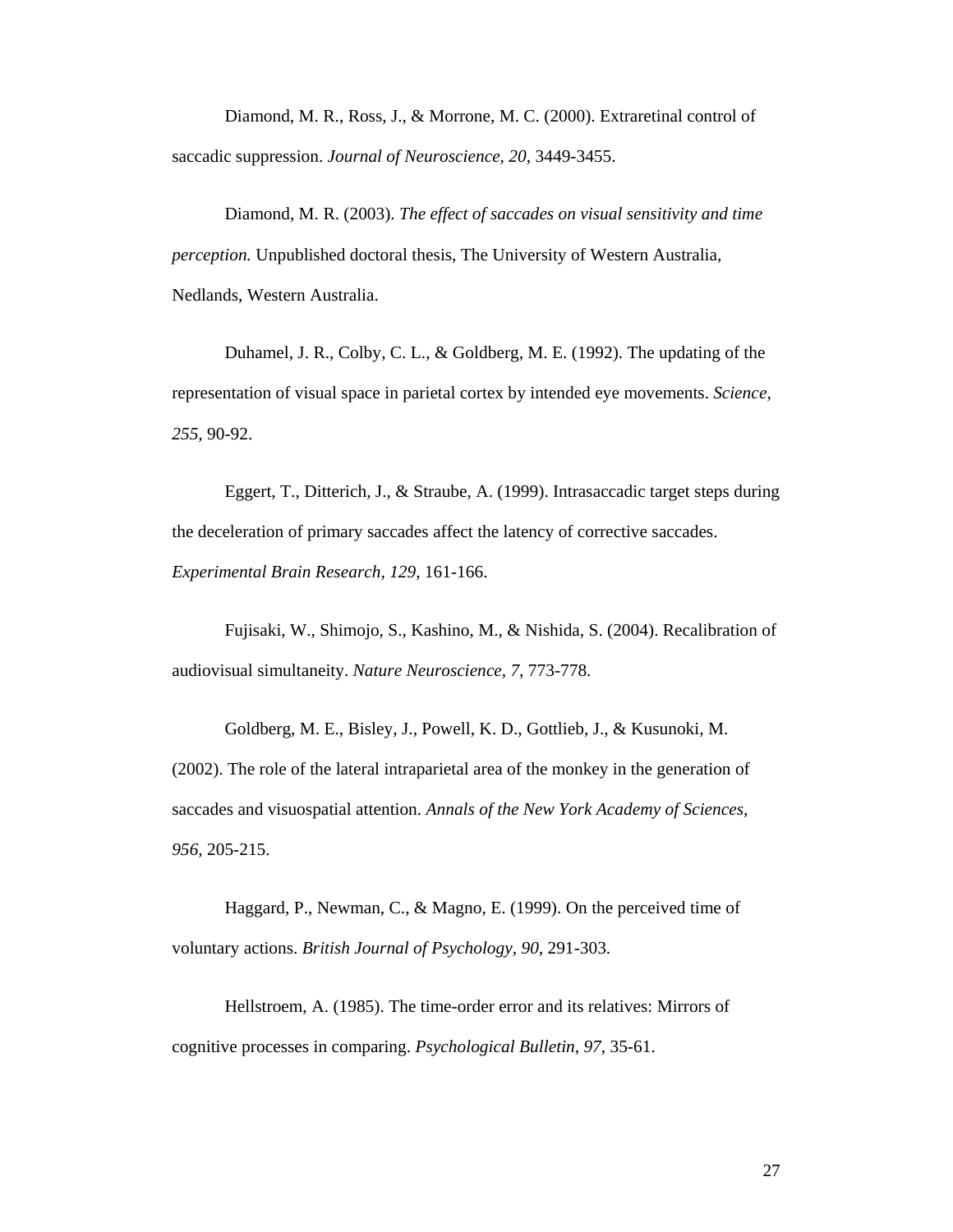Diamond, M. R., Ross, J., & Morrone, M. C. (2000). Extraretinal control of saccadic suppression. *Journal of Neuroscience, 20,* 3449-3455.

Diamond, M. R. (2003). *The effect of saccades on visual sensitivity and time perception.* Unpublished doctoral thesis, The University of Western Australia, Nedlands, Western Australia.

Duhamel, J. R., Colby, C. L., & Goldberg, M. E. (1992). The updating of the representation of visual space in parietal cortex by intended eye movements. *Science, 255,* 90-92.

Eggert, T., Ditterich, J., & Straube, A. (1999). Intrasaccadic target steps during the deceleration of primary saccades affect the latency of corrective saccades. *Experimental Brain Research, 129,* 161-166.

Fujisaki, W., Shimojo, S., Kashino, M., & Nishida, S. (2004). Recalibration of audiovisual simultaneity. *Nature Neuroscience, 7,* 773-778.

Goldberg, M. E., Bisley, J., Powell, K. D., Gottlieb, J., & Kusunoki, M. (2002). The role of the lateral intraparietal area of the monkey in the generation of saccades and visuospatial attention. *Annals of the New York Academy of Sciences, 956,* 205-215.

Haggard, P., Newman, C., & Magno, E. (1999). On the perceived time of voluntary actions. *British Journal of Psychology, 90,* 291-303.

Hellstroem, A. (1985). The time-order error and its relatives: Mirrors of cognitive processes in comparing. *Psychological Bulletin, 97,* 35-61.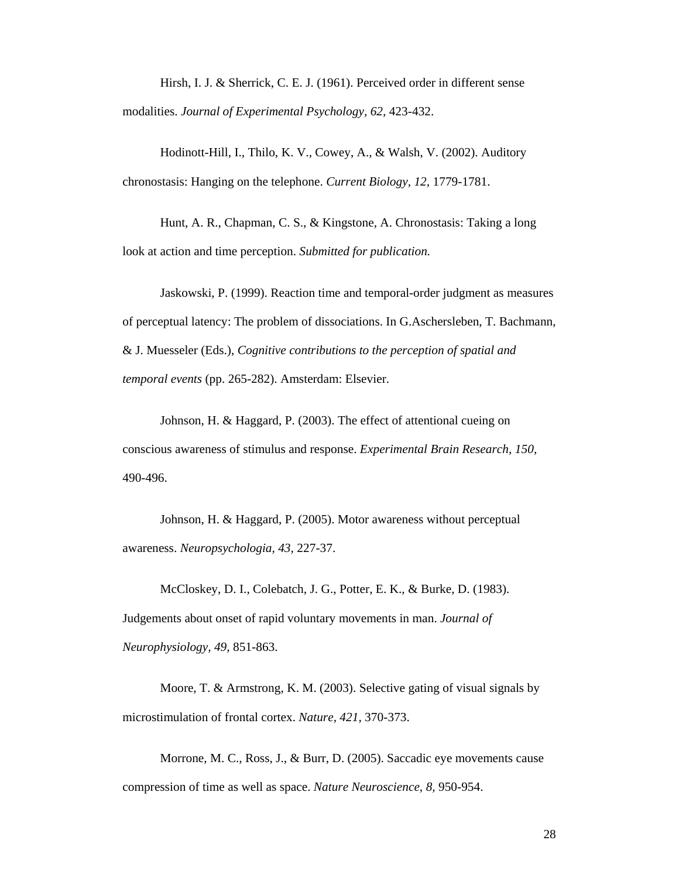Hirsh, I. J. & Sherrick, C. E. J. (1961). Perceived order in different sense modalities. *Journal of Experimental Psychology, 62,* 423-432.

Hodinott-Hill, I., Thilo, K. V., Cowey, A., & Walsh, V. (2002). Auditory chronostasis: Hanging on the telephone. *Current Biology, 12,* 1779-1781.

Hunt, A. R., Chapman, C. S., & Kingstone, A. Chronostasis: Taking a long look at action and time perception. *Submitted for publication.*

Jaskowski, P. (1999). Reaction time and temporal-order judgment as measures of perceptual latency: The problem of dissociations. In G.Aschersleben, T. Bachmann, & J. Muesseler (Eds.), *Cognitive contributions to the perception of spatial and temporal events* (pp. 265-282). Amsterdam: Elsevier.

Johnson, H. & Haggard, P. (2003). The effect of attentional cueing on conscious awareness of stimulus and response. *Experimental Brain Research, 150,* 490-496.

Johnson, H. & Haggard, P. (2005). Motor awareness without perceptual awareness. *Neuropsychologia, 43,* 227-37.

McCloskey, D. I., Colebatch, J. G., Potter, E. K., & Burke, D. (1983). Judgements about onset of rapid voluntary movements in man. *Journal of Neurophysiology, 49,* 851-863.

Moore, T. & Armstrong, K. M. (2003). Selective gating of visual signals by microstimulation of frontal cortex. *Nature, 421,* 370-373.

Morrone, M. C., Ross, J., & Burr, D. (2005). Saccadic eye movements cause compression of time as well as space. *Nature Neuroscience, 8,* 950-954.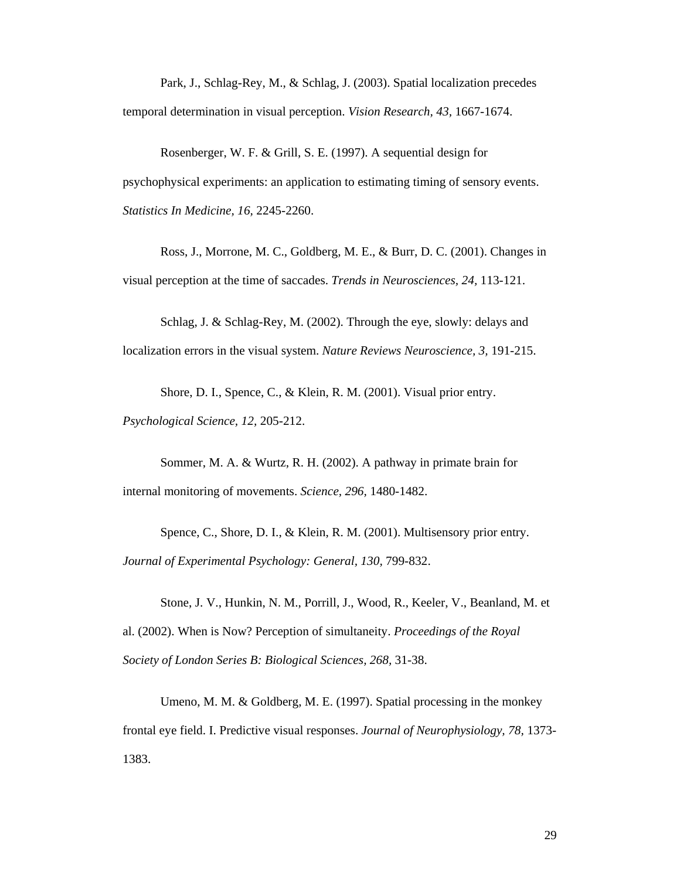Park, J., Schlag-Rey, M., & Schlag, J. (2003). Spatial localization precedes temporal determination in visual perception. *Vision Research, 43,* 1667-1674.

Rosenberger, W. F. & Grill, S. E. (1997). A sequential design for psychophysical experiments: an application to estimating timing of sensory events. *Statistics In Medicine, 16,* 2245-2260.

Ross, J., Morrone, M. C., Goldberg, M. E., & Burr, D. C. (2001). Changes in visual perception at the time of saccades. *Trends in Neurosciences, 24,* 113-121.

Schlag, J. & Schlag-Rey, M. (2002). Through the eye, slowly: delays and localization errors in the visual system. *Nature Reviews Neuroscience, 3,* 191-215.

Shore, D. I., Spence, C., & Klein, R. M. (2001). Visual prior entry. *Psychological Science, 12,* 205-212.

Sommer, M. A. & Wurtz, R. H. (2002). A pathway in primate brain for internal monitoring of movements. *Science, 296,* 1480-1482.

Spence, C., Shore, D. I., & Klein, R. M. (2001). Multisensory prior entry. *Journal of Experimental Psychology: General, 130,* 799-832.

Stone, J. V., Hunkin, N. M., Porrill, J., Wood, R., Keeler, V., Beanland, M. et al. (2002). When is Now? Perception of simultaneity. *Proceedings of the Royal Society of London Series B: Biological Sciences, 268,* 31-38.

Umeno, M. M. & Goldberg, M. E. (1997). Spatial processing in the monkey frontal eye field. I. Predictive visual responses. *Journal of Neurophysiology, 78,* 1373-1383.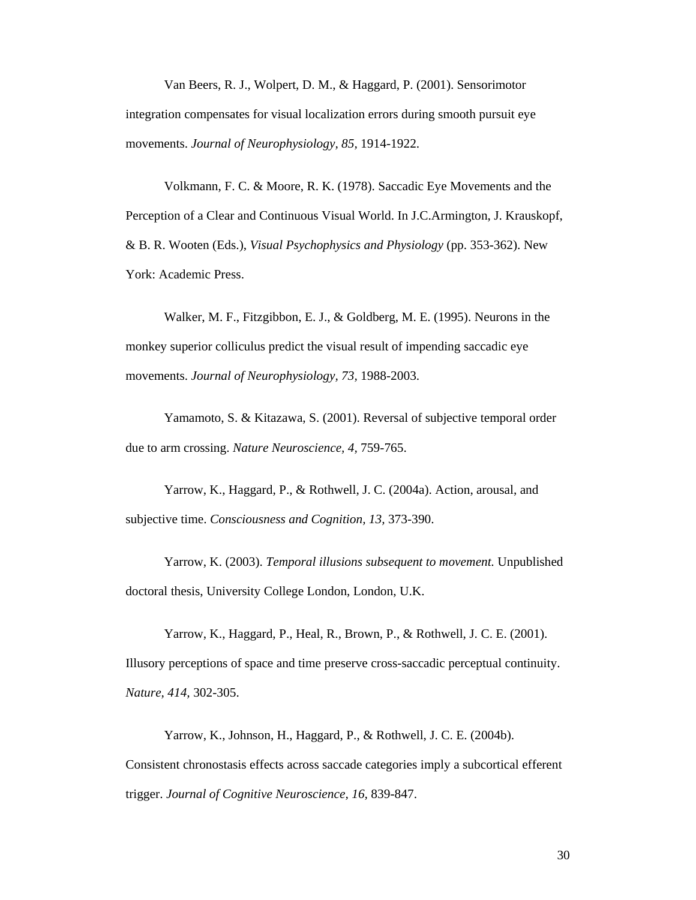Van Beers, R. J., Wolpert, D. M., & Haggard, P. (2001). Sensorimotor integration compensates for visual localization errors during smooth pursuit eye movements. *Journal of Neurophysiology, 85,* 1914-1922.

Volkmann, F. C. & Moore, R. K. (1978). Saccadic Eye Movements and the Perception of a Clear and Continuous Visual World. In J.C.Armington, J. Krauskopf, & B. R. Wooten (Eds.), *Visual Psychophysics and Physiology* (pp. 353-362). New York: Academic Press.

Walker, M. F., Fitzgibbon, E. J., & Goldberg, M. E. (1995). Neurons in the monkey superior colliculus predict the visual result of impending saccadic eye movements. *Journal of Neurophysiology, 73,* 1988-2003.

Yamamoto, S. & Kitazawa, S. (2001). Reversal of subjective temporal order due to arm crossing. *Nature Neuroscience, 4,* 759-765.

Yarrow, K., Haggard, P., & Rothwell, J. C. (2004a). Action, arousal, and subjective time. *Consciousness and Cognition, 13,* 373-390.

Yarrow, K. (2003). *Temporal illusions subsequent to movement.* Unpublished doctoral thesis, University College London, London, U.K.

Yarrow, K., Haggard, P., Heal, R., Brown, P., & Rothwell, J. C. E. (2001). Illusory perceptions of space and time preserve cross-saccadic perceptual continuity. *Nature, 414,* 302-305.

Yarrow, K., Johnson, H., Haggard, P., & Rothwell, J. C. E. (2004b). Consistent chronostasis effects across saccade categories imply a subcortical efferent trigger. *Journal of Cognitive Neuroscience, 16,* 839-847.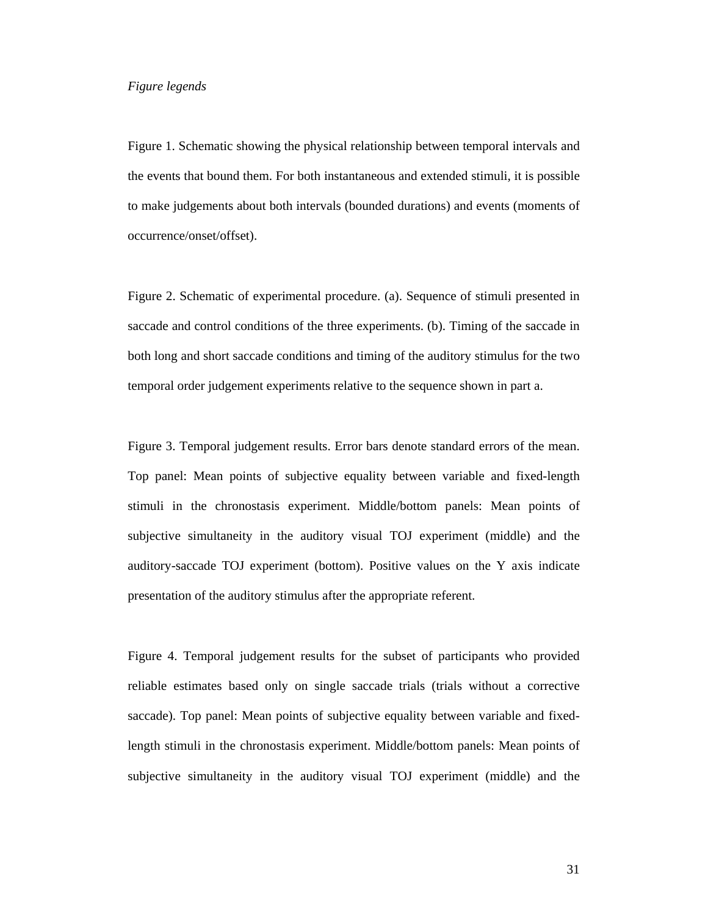*Figure legends*

Figure 1. Schematic showing the physical relationship between temporal intervals and the events that bound them. For both instantaneous and extended stimuli, it is possible to make judgements about both intervals (bounded durations) and events (moments of occurrence/onset/offset).

Figure 2. Schematic of experimental procedure. (a). Sequence of stimuli presented in saccade and control conditions of the three experiments. (b). Timing of the saccade in both long and short saccade conditions and timing of the auditory stimulus for the two temporal order judgement experiments relative to the sequence shown in part a.

Figure 3. Temporal judgement results. Error bars denote standard errors of the mean. Top panel: Mean points of subjective equality between variable and fixed-length stimuli in the chronostasis experiment. Middle/bottom panels: Mean points of subjective simultaneity in the auditory visual TOJ experiment (middle) and the auditory-saccade TOJ experiment (bottom). Positive values on the Y axis indicate presentation of the auditory stimulus after the appropriate referent.

Figure 4. Temporal judgement results for the subset of participants who provided reliable estimates based only on single saccade trials (trials without a corrective saccade). Top panel: Mean points of subjective equality between variable and fixed-length stimuli in the chronostasis experiment. Middle/bottom panels: Mean points of subjective simultaneity in the auditory visual TOJ experiment (middle) and the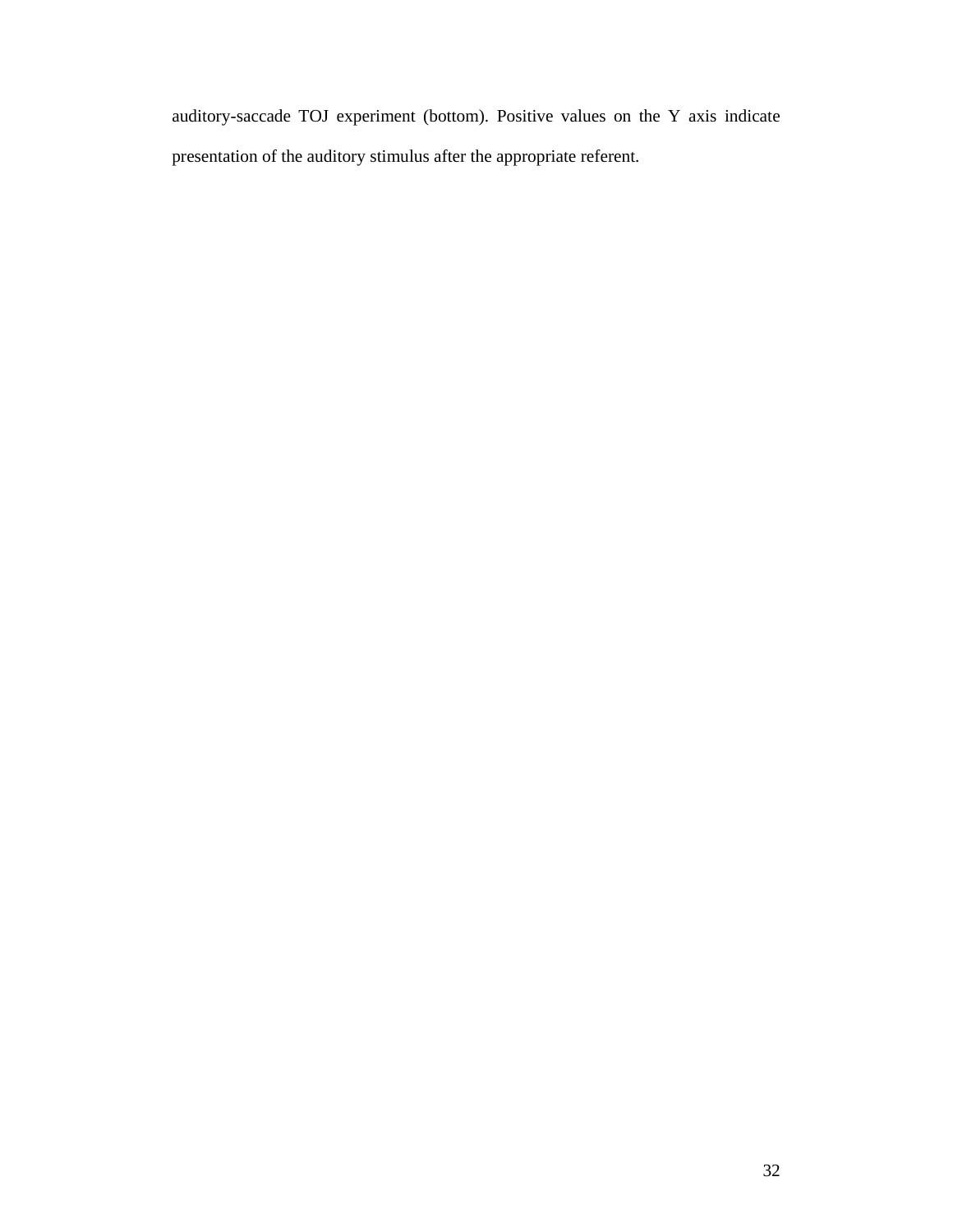auditory-saccade TOJ experiment (bottom). Positive values on the Y axis indicate presentation of the auditory stimulus after the appropriate referent.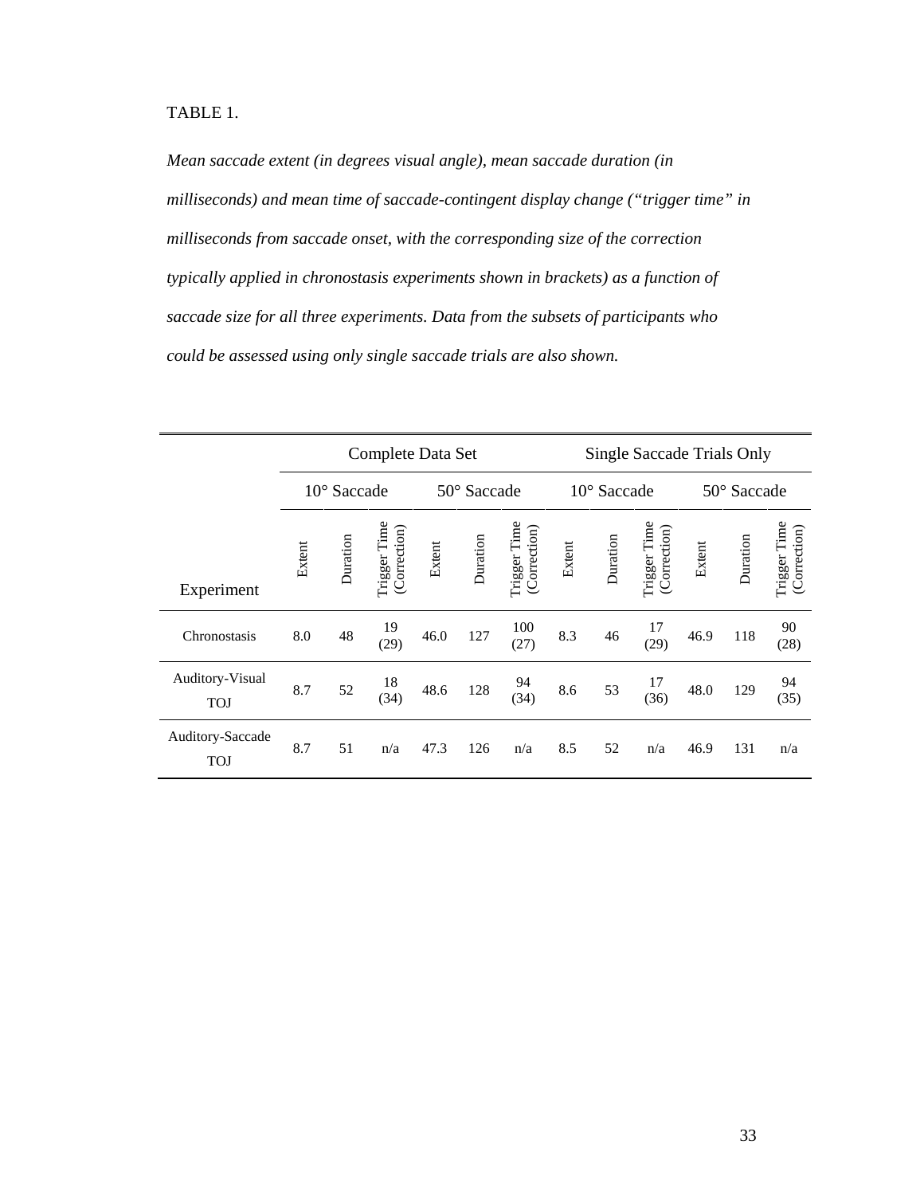TABLE 1.

*Mean saccade extent (in degrees visual angle), mean saccade duration (in milliseconds) and mean time of saccade-contingent display change ("trigger time" in milliseconds from saccade onset, with the corresponding size of the correction typically applied in chronostasis experiments shown in brackets) as a function of saccade size for all three experiments. Data from the subsets of participants who could be assessed using only single saccade trials are also shown.*

| | Complete Data Set | | | | | | Single Saccade Trials Only | | | | | |
|---|---|---|---|---|---|---|---|---|---|---|---|---|
| | 10° Saccade | | | 50° Saccade | | | 10° Saccade | | | 50° Saccade | | |
| Experiment | Extent | Duration | Trigger Time (Correction) | Extent | Duration | Trigger Time (Correction) | Extent | Duration | Trigger Time (Correction) | Extent | Duration | Trigger Time (Correction) |
| Chronostasis | 8.0 | 48 | 19 (29) | 46.0 | 127 | 100 (27) | 8.3 | 46 | 17 (29) | 46.9 | 118 | 90 (28) |
| Auditory-Visual TOJ | 8.7 | 52 | 18 (34) | 48.6 | 128 | 94 (34) | 8.6 | 53 | 17 (36) | 48.0 | 129 | 94 (35) |
| Auditory-Saccade TOJ | 8.7 | 51 | n/a | 47.3 | 126 | n/a | 8.5 | 52 | n/a | 46.9 | 131 | n/a |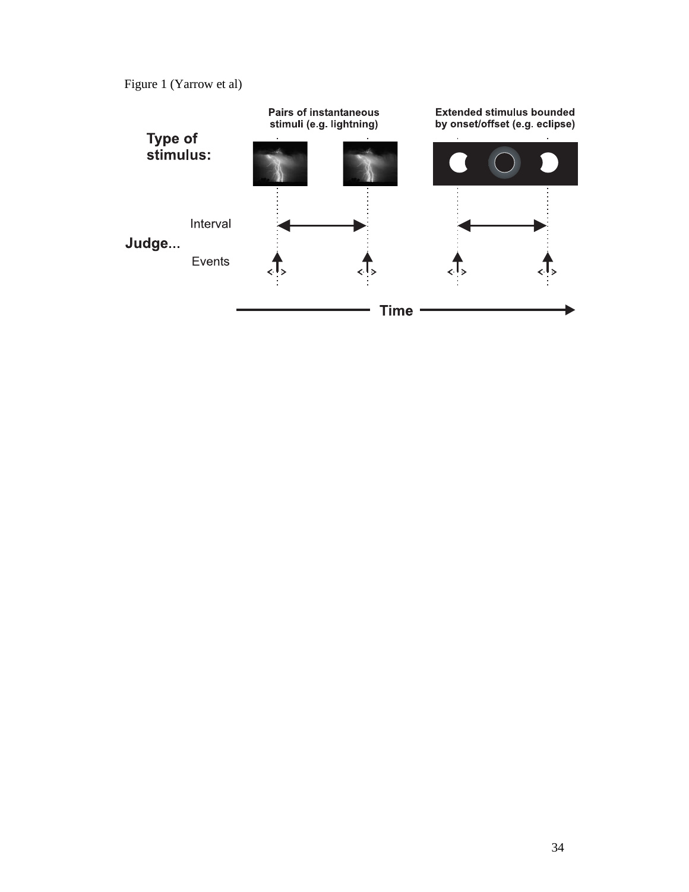Figure 1 (Yarrow et al)

Type of stimulus:

Pairs of instantaneous stimuli (e.g. lightning)

Extended stimulus bounded by onset/offset (e.g. eclipse)

Judge...

Interval

Events

Time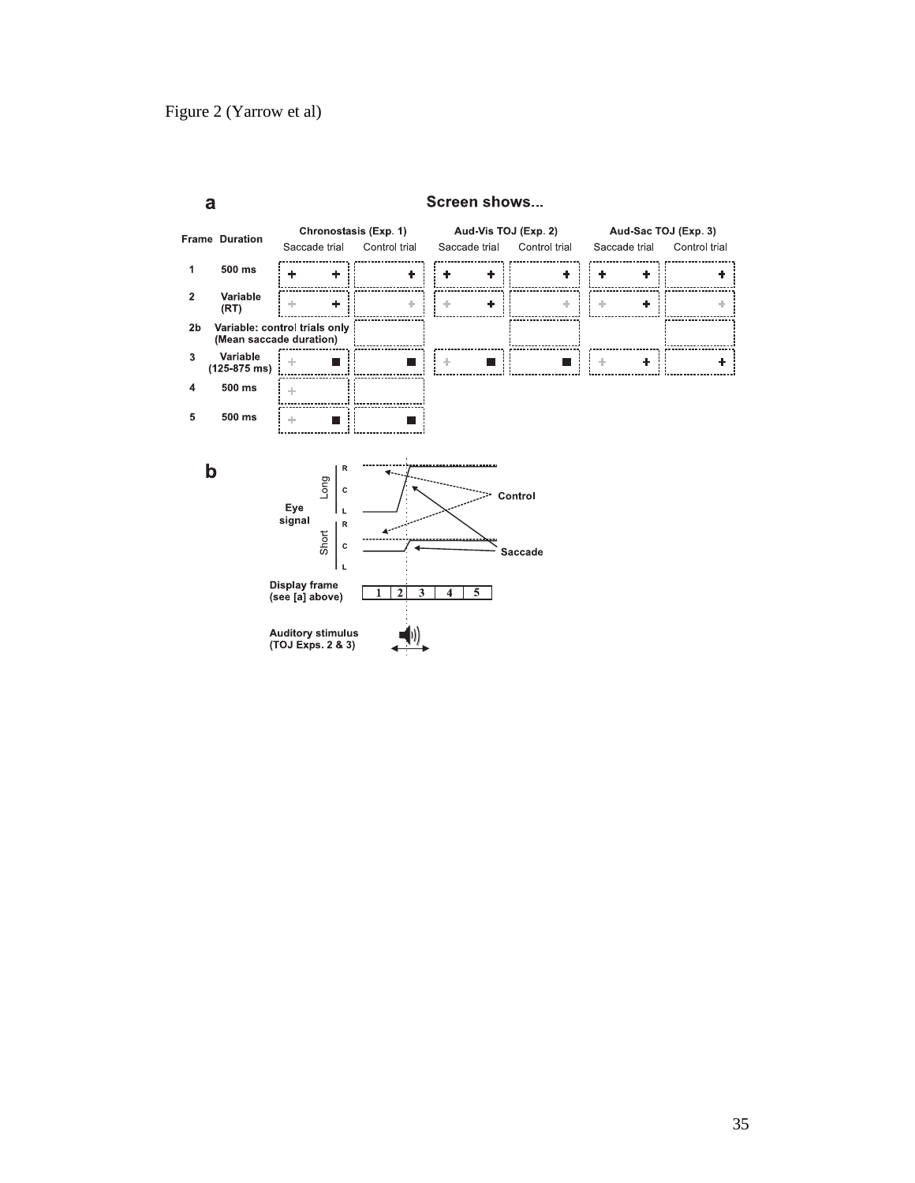Figure 2 (Yarrow et al)

**a**

Screen shows...

| Frame | Duration | Chronostasis (Exp. 1) Saccade trial | Chronostasis (Exp. 1) Control trial | Aud-Vis TOJ (Exp. 2) Saccade trial | Aud-Vis TOJ (Exp. 2) Control trial | Aud-Sac TOJ (Exp. 3) Saccade trial | Aud-Sac TOJ (Exp. 3) Control trial |
|---|---|---|---|---|---|---|---|
| 1 | 500 ms | + + | + | + + | + | + + | + |
| 2 | Variable (RT) | + + | + | + + | + | + + | + |
| 2b | Variable: control trials only (Mean saccade duration) | | | | | | |
| 3 | Variable (125-875 ms) | + ■ | ■ | + ■ | ■ | + + | + |
| 4 | 500 ms | + | | | | | |
| 5 | 500 ms | + ■ | ■ | | | | |

**b**

Eye signal: Long (R, C, L); Short (R, C, L); Control; Saccade

Display frame (see [a] above): 1 2 3 4 5

Auditory stimulus (TOJ Exps. 2 & 3)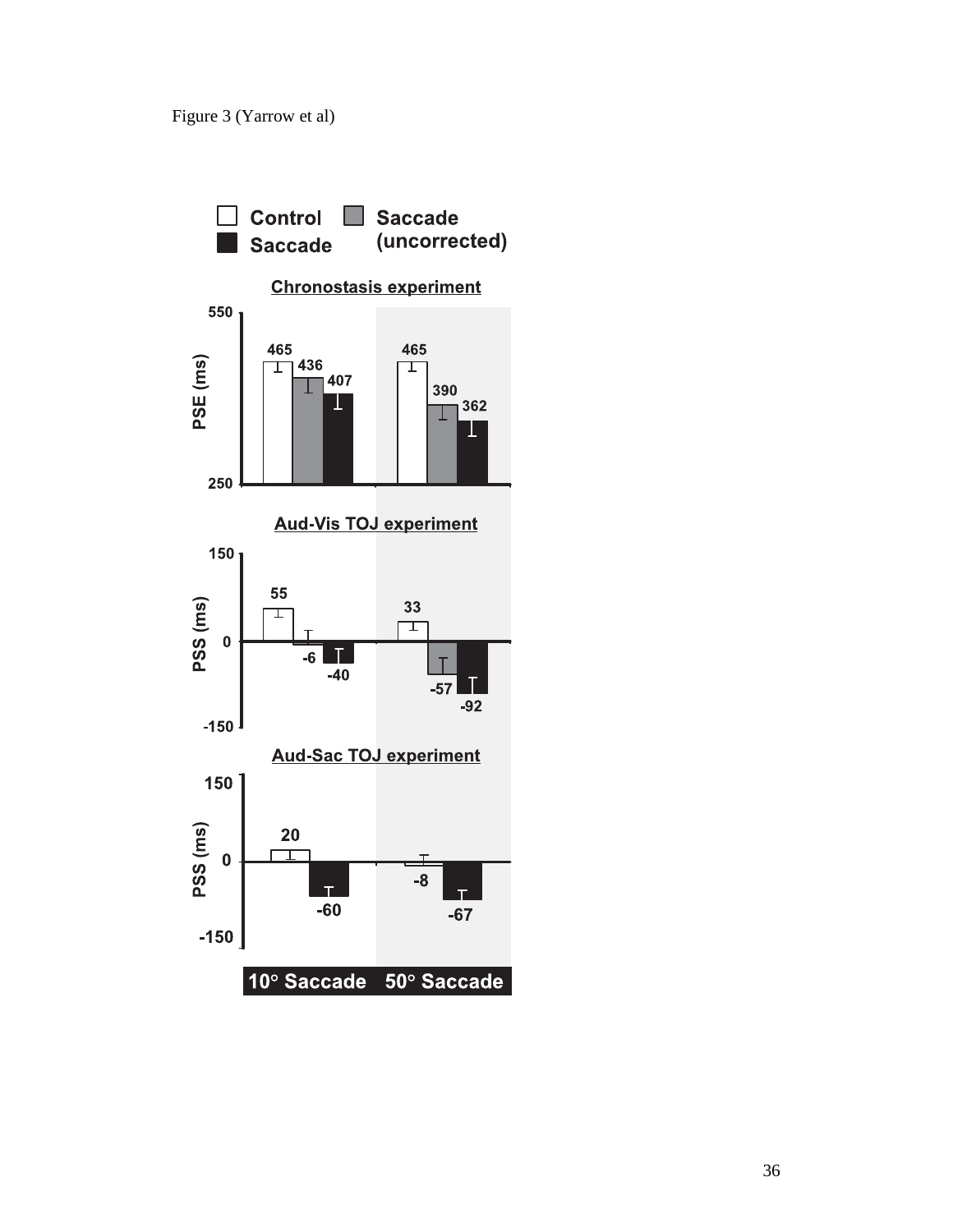Figure 3 (Yarrow et al)

Control | Saccade (uncorrected) | Saccade

**Chronostasis experiment**

PSE (ms)

| | Control | Saccade (uncorrected) | Saccade |
|---|---|---|---|
| 10° Saccade | 465 | 436 | 407 |
| 50° Saccade | 465 | 390 | 362 |

**Aud-Vis TOJ experiment**

PSS (ms)

| | Control | Saccade (uncorrected) | Saccade |
|---|---|---|---|
| 10° Saccade | 55 | -6 | -40 |
| 50° Saccade | 33 | -57 | -92 |

**Aud-Sac TOJ experiment**

PSS (ms)

| | Control | Saccade |
|---|---|---|
| 10° Saccade | 20 | -60 |
| 50° Saccade | -8 | -67 |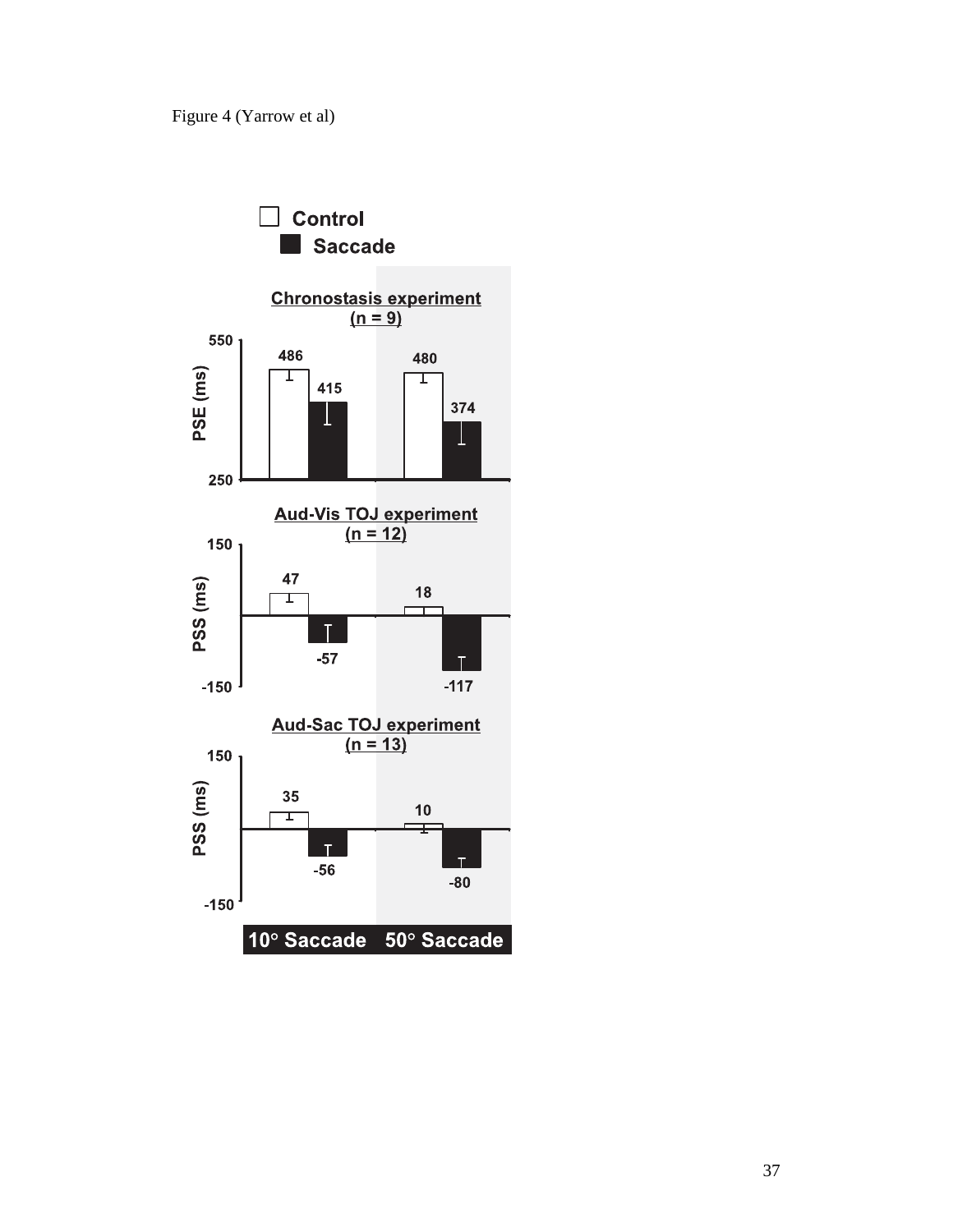Figure 4 (Yarrow et al)

Control

Saccade

Chronostasis experiment
(n = 9)

550

PSE (ms)

250

486

415

480

374

Aud-Vis TOJ experiment
(n = 12)

150

PSS (ms)

-150

47

-57

18

-117

Aud-Sac TOJ experiment
(n = 13)

150

PSS (ms)

-150

35

-56

10

-80

10° Saccade   50° Saccade